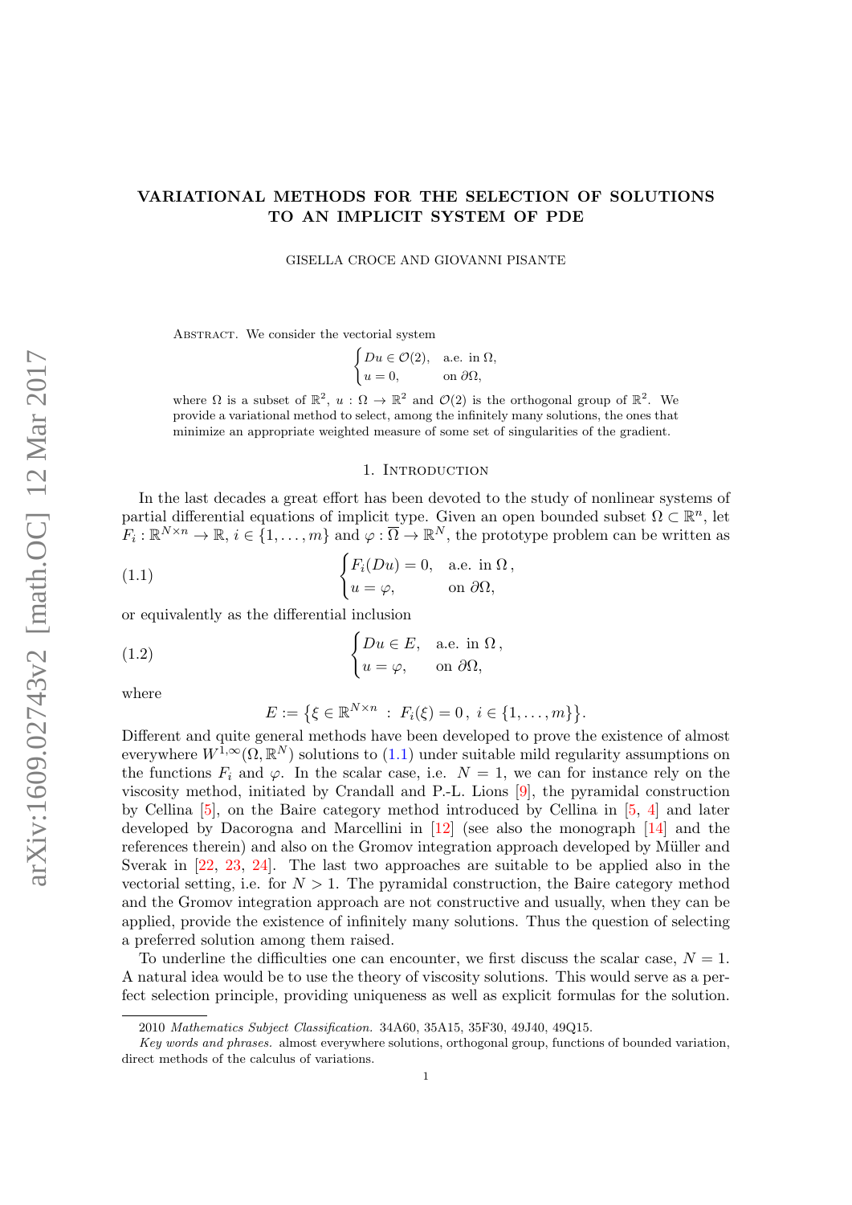# VARIATIONAL METHODS FOR THE SELECTION OF SOLUTIONS TO AN IMPLICIT SYSTEM OF PDE

GISELLA CROCE AND GIOVANNI PISANTE

Abstract. We consider the vectorial system

$$\begin{cases} Du \in \mathcal{O}(2), & \text{a.e. in } \Omega, \\ u = 0, & \text{on } \partial\Omega, \end{cases}$$

where $\Omega$ is a subset of $\mathbb{R}^2$, $u : \Omega \to \mathbb{R}^2$ and $\mathcal{O}(2)$ is the orthogonal group of $\mathbb{R}^2$. We provide a variational method to select, among the infinitely many solutions, the ones that minimize an appropriate weighted measure of some set of singularities of the gradient.

## 1. Introduction

In the last decades a great effort has been devoted to the study of nonlinear systems of partial differential equations of implicit type. Given an open bounded subset $\Omega \subset \mathbb{R}^n$, let $F_i : \mathbb{R}^{N\times n} \to \mathbb{R}$, $i \in \{1, \dots, m\}$ and $\varphi : \overline{\Omega} \to \mathbb{R}^N$, the prototype problem can be written as

$$\begin{cases} F_i(Du) = 0, & \text{a.e. in } \Omega\,, \\ u = \varphi, & \text{on } \partial\Omega, \end{cases} \tag{1.1}$$

or equivalently as the differential inclusion

$$\begin{cases} Du \in E, & \text{a.e. in } \Omega\,, \\ u = \varphi, & \text{on } \partial\Omega, \end{cases} \tag{1.2}$$

where

$$E := \left\{ \xi \in \mathbb{R}^{N\times n} \;:\; F_i(\xi) = 0\,,\; i \in \{1, \dots, m\} \right\}.$$

Different and quite general methods have been developed to prove the existence of almost everywhere $W^{1,\infty}(\Omega, \mathbb{R}^N)$ solutions to (1.1) under suitable mild regularity assumptions on the functions $F_i$ and $\varphi$. In the scalar case, i.e. $N = 1$, we can for instance rely on the viscosity method, initiated by Crandall and P.-L. Lions [9], the pyramidal construction by Cellina [5], on the Baire category method introduced by Cellina in [5, 4] and later developed by Dacorogna and Marcellini in [12] (see also the monograph [14] and the references therein) and also on the Gromov integration approach developed by Müller and Sverak in [22, 23, 24]. The last two approaches are suitable to be applied also in the vectorial setting, i.e. for $N > 1$. The pyramidal construction, the Baire category method and the Gromov integration approach are not constructive and usually, when they can be applied, provide the existence of infinitely many solutions. Thus the question of selecting a preferred solution among them raised.

To underline the difficulties one can encounter, we first discuss the scalar case, $N = 1$. A natural idea would be to use the theory of viscosity solutions. This would serve as a perfect selection principle, providing uniqueness as well as explicit formulas for the solution.

2010 *Mathematics Subject Classification.* 34A60, 35A15, 35F30, 49J40, 49Q15.

*Key words and phrases.* almost everywhere solutions, orthogonal group, functions of bounded variation, direct methods of the calculus of variations.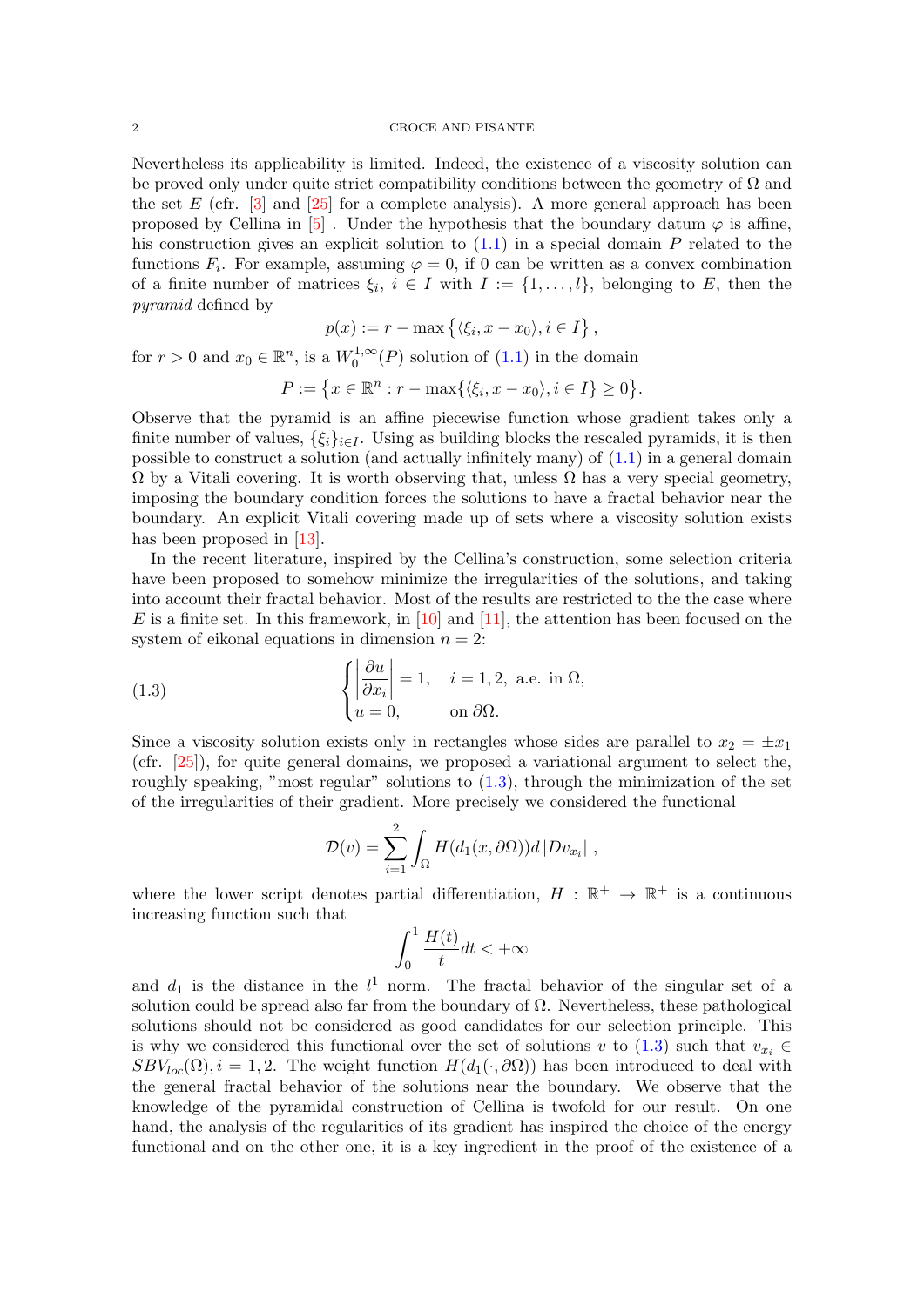Nevertheless its applicability is limited. Indeed, the existence of a viscosity solution can be proved only under quite strict compatibility conditions between the geometry of $\Omega$ and the set $E$ (cfr. [3] and [25] for a complete analysis). A more general approach has been proposed by Cellina in [5] . Under the hypothesis that the boundary datum $\varphi$ is affine, his construction gives an explicit solution to (1.1) in a special domain $P$ related to the functions $F_i$. For example, assuming $\varphi = 0$, if 0 can be written as a convex combination of a finite number of matrices $\xi_i$, $i \in I$ with $I := \{1, \dots, l\}$, belonging to $E$, then the *pyramid* defined by

$$p(x) := r - \max\left\{\langle \xi_i, x - x_0\rangle, i \in I\right\},$$

for $r > 0$ and $x_0 \in \mathbb{R}^n$, is a $W_0^{1,\infty}(P)$ solution of (1.1) in the domain

$$P := \left\{x \in \mathbb{R}^n : r - \max\{\langle \xi_i, x - x_0\rangle, i \in I\} \geq 0\right\}.$$

Observe that the pyramid is an affine piecewise function whose gradient takes only a finite number of values, $\{\xi_i\}_{i\in I}$. Using as building blocks the rescaled pyramids, it is then possible to construct a solution (and actually infinitely many) of (1.1) in a general domain $\Omega$ by a Vitali covering. It is worth observing that, unless $\Omega$ has a very special geometry, imposing the boundary condition forces the solutions to have a fractal behavior near the boundary. An explicit Vitali covering made up of sets where a viscosity solution exists has been proposed in [13].

In the recent literature, inspired by the Cellina's construction, some selection criteria have been proposed to somehow minimize the irregularities of the solutions, and taking into account their fractal behavior. Most of the results are restricted to the the case where $E$ is a finite set. In this framework, in [10] and [11], the attention has been focused on the system of eikonal equations in dimension $n = 2$:

$$\begin{cases} \left|\dfrac{\partial u}{\partial x_i}\right| = 1, & i = 1, 2, \text{ a.e. in } \Omega, \\ u = 0, & \text{on } \partial\Omega. \end{cases} \tag{1.3}$$

Since a viscosity solution exists only in rectangles whose sides are parallel to $x_2 = \pm x_1$ (cfr. [25]), for quite general domains, we proposed a variational argument to select the, roughly speaking, "most regular" solutions to (1.3), through the minimization of the set of the irregularities of their gradient. More precisely we considered the functional

$$\mathcal{D}(v) = \sum_{i=1}^{2} \int_\Omega H(d_1(x, \partial\Omega))d\left|Dv_{x_i}\right|,$$

where the lower script denotes partial differentiation, $H : \mathbb{R}^+ \to \mathbb{R}^+$ is a continuous increasing function such that

$$\int_0^1 \frac{H(t)}{t}dt < +\infty$$

and $d_1$ is the distance in the $l^1$ norm. The fractal behavior of the singular set of a solution could be spread also far from the boundary of $\Omega$. Nevertheless, these pathological solutions should not be considered as good candidates for our selection principle. This is why we considered this functional over the set of solutions $v$ to (1.3) such that $v_{x_i} \in SBV_{loc}(\Omega), i = 1, 2$. The weight function $H(d_1(\cdot, \partial\Omega))$ has been introduced to deal with the general fractal behavior of the solutions near the boundary. We observe that the knowledge of the pyramidal construction of Cellina is twofold for our result. On one hand, the analysis of the regularities of its gradient has inspired the choice of the energy functional and on the other one, it is a key ingredient in the proof of the existence of a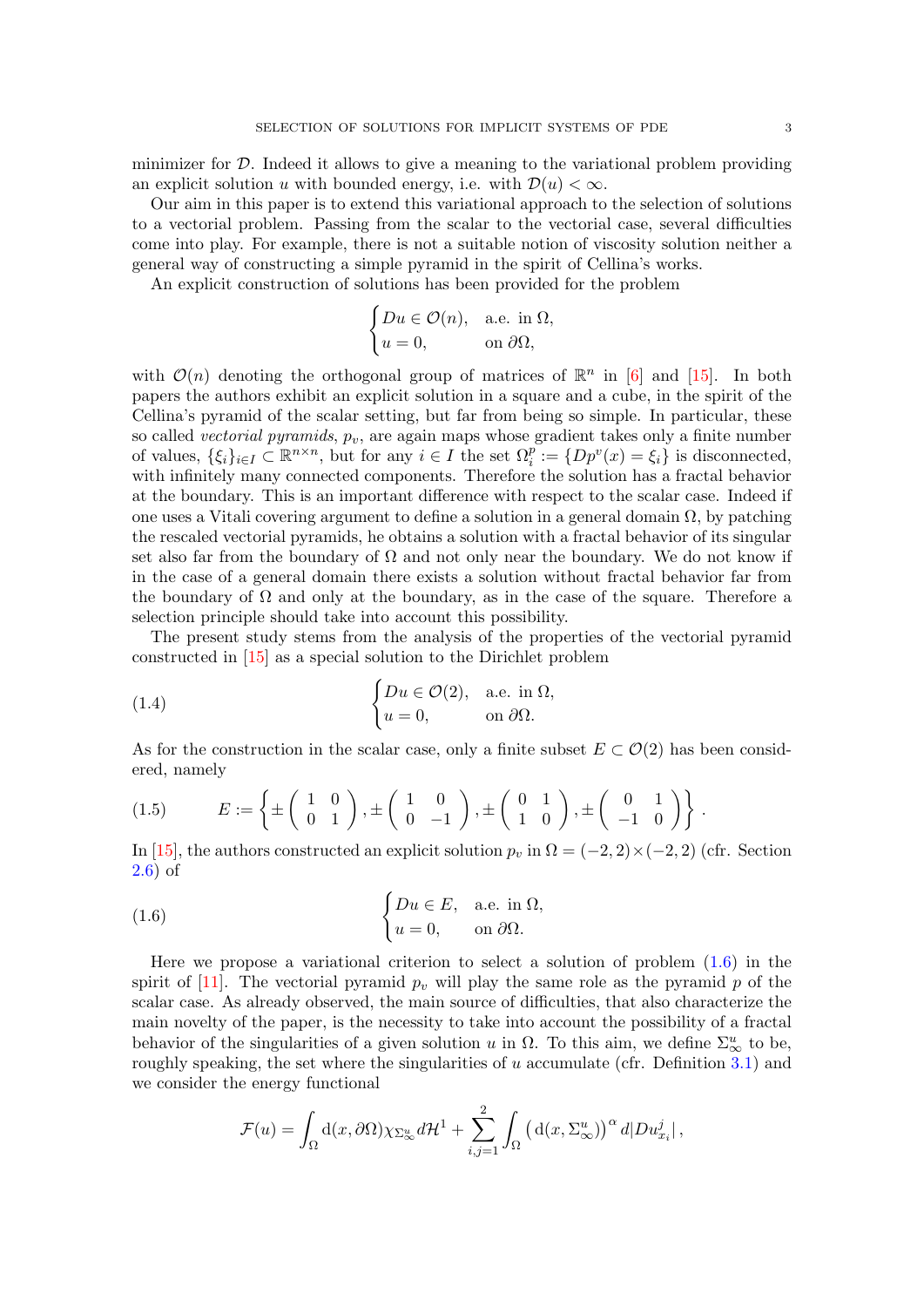minimizer for $\mathcal{D}$. Indeed it allows to give a meaning to the variational problem providing an explicit solution $u$ with bounded energy, i.e. with $\mathcal{D}(u) < \infty$.

Our aim in this paper is to extend this variational approach to the selection of solutions to a vectorial problem. Passing from the scalar to the vectorial case, several difficulties come into play. For example, there is not a suitable notion of viscosity solution neither a general way of constructing a simple pyramid in the spirit of Cellina's works.

An explicit construction of solutions has been provided for the problem

$$\begin{cases} Du \in \mathcal{O}(n), & \text{a.e. in } \Omega, \\ u = 0, & \text{on } \partial\Omega, \end{cases}$$

with $\mathcal{O}(n)$ denoting the orthogonal group of matrices of $\mathbb{R}^n$ in [6] and [15]. In both papers the authors exhibit an explicit solution in a square and a cube, in the spirit of the Cellina's pyramid of the scalar setting, but far from being so simple. In particular, these so called *vectorial pyramids*, $p_v$, are again maps whose gradient takes only a finite number of values, $\{\xi_i\}_{i\in I} \subset \mathbb{R}^{n\times n}$, but for any $i \in I$ the set $\Omega_i^p := \{Dp^v(x) = \xi_i\}$ is disconnected, with infinitely many connected components. Therefore the solution has a fractal behavior at the boundary. This is an important difference with respect to the scalar case. Indeed if one uses a Vitali covering argument to define a solution in a general domain $\Omega$, by patching the rescaled vectorial pyramids, he obtains a solution with a fractal behavior of its singular set also far from the boundary of $\Omega$ and not only near the boundary. We do not know if in the case of a general domain there exists a solution without fractal behavior far from the boundary of $\Omega$ and only at the boundary, as in the case of the square. Therefore a selection principle should take into account this possibility.

The present study stems from the analysis of the properties of the vectorial pyramid constructed in [15] as a special solution to the Dirichlet problem

$$\begin{cases} Du \in \mathcal{O}(2), & \text{a.e. in } \Omega, \\ u = 0, & \text{on } \partial\Omega. \end{cases} \tag{1.4}$$

As for the construction in the scalar case, only a finite subset $E \subset \mathcal{O}(2)$ has been considered, namely

$$E := \left\{ \pm \begin{pmatrix} 1 & 0 \\ 0 & 1 \end{pmatrix}, \pm \begin{pmatrix} 1 & 0 \\ 0 & -1 \end{pmatrix}, \pm \begin{pmatrix} 0 & 1 \\ 1 & 0 \end{pmatrix}, \pm \begin{pmatrix} 0 & 1 \\ -1 & 0 \end{pmatrix} \right\}. \tag{1.5}$$

In [15], the authors constructed an explicit solution $p_v$ in $\Omega = (-2,2)\times(-2,2)$ (cfr. Section 2.6) of

$$\begin{cases} Du \in E, & \text{a.e. in } \Omega, \\ u = 0, & \text{on } \partial\Omega. \end{cases} \tag{1.6}$$

Here we propose a variational criterion to select a solution of problem (1.6) in the spirit of [11]. The vectorial pyramid $p_v$ will play the same role as the pyramid $p$ of the scalar case. As already observed, the main source of difficulties, that also characterize the main novelty of the paper, is the necessity to take into account the possibility of a fractal behavior of the singularities of a given solution $u$ in $\Omega$. To this aim, we define $\Sigma_\infty^u$ to be, roughly speaking, the set where the singularities of $u$ accumulate (cfr. Definition 3.1) and we consider the energy functional

$$\mathcal{F}(u) = \int_\Omega \mathrm{d}(x,\partial\Omega)\chi_{\Sigma_\infty^u}\, d\mathcal{H}^1 + \sum_{i,j=1}^{2} \int_\Omega \left(\mathrm{d}(x,\Sigma_\infty^u)\right)^\alpha d|Du_{x_i}^j|\,,$$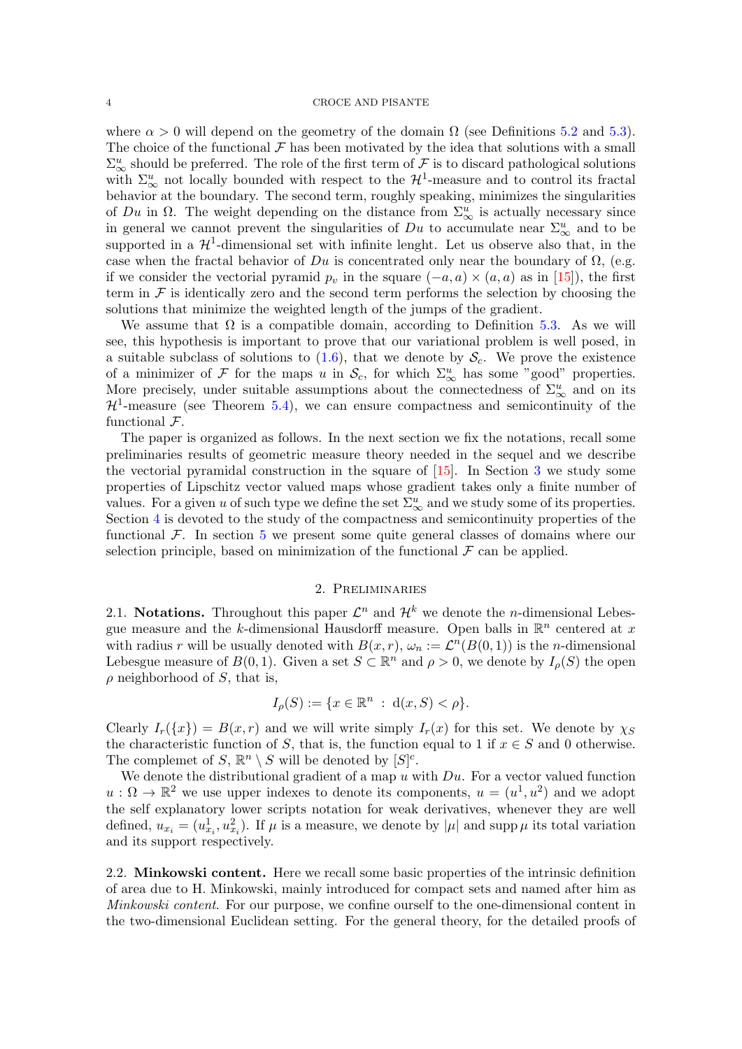where $\alpha > 0$ will depend on the geometry of the domain $\Omega$ (see Definitions 5.2 and 5.3). The choice of the functional $\mathcal{F}$ has been motivated by the idea that solutions with a small $\Sigma^u_\infty$ should be preferred. The role of the first term of $\mathcal{F}$ is to discard pathological solutions with $\Sigma^u_\infty$ not locally bounded with respect to the $\mathcal{H}^1$-measure and to control its fractal behavior at the boundary. The second term, roughly speaking, minimizes the singularities of $Du$ in $\Omega$. The weight depending on the distance from $\Sigma^u_\infty$ is actually necessary since in general we cannot prevent the singularities of $Du$ to accumulate near $\Sigma^u_\infty$ and to be supported in a $\mathcal{H}^1$-dimensional set with infinite lenght. Let us observe also that, in the case when the fractal behavior of $Du$ is concentrated only near the boundary of $\Omega$, (e.g. if we consider the vectorial pyramid $p_v$ in the square $(-a, a) \times (a, a)$ as in [15]), the first term in $\mathcal{F}$ is identically zero and the second term performs the selection by choosing the solutions that minimize the weighted length of the jumps of the gradient.

We assume that $\Omega$ is a compatible domain, according to Definition 5.3. As we will see, this hypothesis is important to prove that our variational problem is well posed, in a suitable subclass of solutions to (1.6), that we denote by $\mathcal{S}_c$. We prove the existence of a minimizer of $\mathcal{F}$ for the maps $u$ in $\mathcal{S}_c$, for which $\Sigma^u_\infty$ has some "good" properties. More precisely, under suitable assumptions about the connectedness of $\Sigma^u_\infty$ and on its $\mathcal{H}^1$-measure (see Theorem 5.4), we can ensure compactness and semicontinuity of the functional $\mathcal{F}$.

The paper is organized as follows. In the next section we fix the notations, recall some preliminaries results of geometric measure theory needed in the sequel and we describe the vectorial pyramidal construction in the square of [15]. In Section 3 we study some properties of Lipschitz vector valued maps whose gradient takes only a finite number of values. For a given $u$ of such type we define the set $\Sigma^u_\infty$ and we study some of its properties. Section 4 is devoted to the study of the compactness and semicontinuity properties of the functional $\mathcal{F}$. In section 5 we present some quite general classes of domains where our selection principle, based on minimization of the functional $\mathcal{F}$ can be applied.

## 2. Preliminaries

**2.1. Notations.** Throughout this paper $\mathcal{L}^n$ and $\mathcal{H}^k$ we denote the $n$-dimensional Lebesgue measure and the $k$-dimensional Hausdorff measure. Open balls in $\mathbb{R}^n$ centered at $x$ with radius $r$ will be usually denoted with $B(x, r)$, $\omega_n := \mathcal{L}^n(B(0, 1))$ is the $n$-dimensional Lebesgue measure of $B(0, 1)$. Given a set $S \subset \mathbb{R}^n$ and $\rho > 0$, we denote by $I_\rho(S)$ the open $\rho$ neighborhood of $S$, that is,

$$I_\rho(S) := \{x \in \mathbb{R}^n \;:\; \mathrm{d}(x, S) < \rho\}.$$

Clearly $I_r(\{x\}) = B(x, r)$ and we will write simply $I_r(x)$ for this set. We denote by $\chi_S$ the characteristic function of $S$, that is, the function equal to 1 if $x \in S$ and 0 otherwise. The complemet of $S$, $\mathbb{R}^n \setminus S$ will be denoted by $[S]^c$.

We denote the distributional gradient of a map $u$ with $Du$. For a vector valued function $u : \Omega \to \mathbb{R}^2$ we use upper indexes to denote its components, $u = (u^1, u^2)$ and we adopt the self explanatory lower scripts notation for weak derivatives, whenever they are well defined, $u_{x_i} = (u^1_{x_i}, u^2_{x_i})$. If $\mu$ is a measure, we denote by $|\mu|$ and $\operatorname{supp}\mu$ its total variation and its support respectively.

**2.2. Minkowski content.** Here we recall some basic properties of the intrinsic definition of area due to H. Minkowski, mainly introduced for compact sets and named after him as *Minkowski content*. For our purpose, we confine ourself to the one-dimensional content in the two-dimensional Euclidean setting. For the general theory, for the detailed proofs of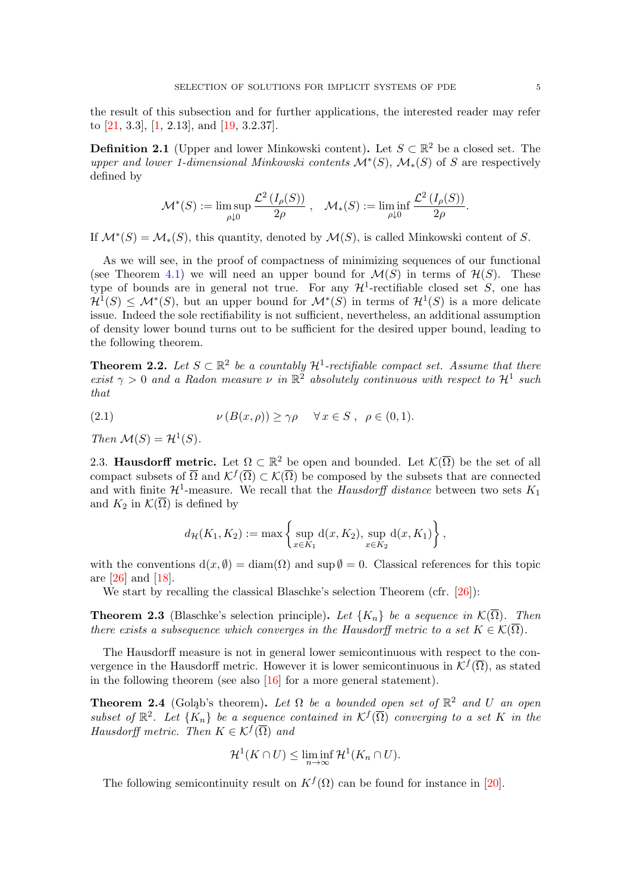the result of this subsection and for further applications, the interested reader may refer to [21, 3.3], [1, 2.13], and [19, 3.2.37].

**Definition 2.1** (Upper and lower Minkowski content)**.** Let $S \subset \mathbb{R}^2$ be a closed set. The *upper and lower 1-dimensional Minkowski contents* $\mathcal{M}^*(S)$, $\mathcal{M}_*(S)$ of $S$ are respectively defined by

$$\mathcal{M}^*(S) := \limsup_{\rho \downarrow 0} \frac{\mathcal{L}^2\left(I_\rho(S)\right)}{2\rho}\ , \quad \mathcal{M}_*(S) := \liminf_{\rho \downarrow 0} \frac{\mathcal{L}^2\left(I_\rho(S)\right)}{2\rho}.$$

If $\mathcal{M}^*(S) = \mathcal{M}_*(S)$, this quantity, denoted by $\mathcal{M}(S)$, is called Minkowski content of $S$.

As we will see, in the proof of compactness of minimizing sequences of our functional (see Theorem 4.1) we will need an upper bound for $\mathcal{M}(S)$ in terms of $\mathcal{H}(S)$. These type of bounds are in general not true. For any $\mathcal{H}^1$-rectifiable closed set $S$, one has $\mathcal{H}^1(S) \leq \mathcal{M}^*(S)$, but an upper bound for $\mathcal{M}^*(S)$ in terms of $\mathcal{H}^1(S)$ is a more delicate issue. Indeed the sole rectifiability is not sufficient, nevertheless, an additional assumption of density lower bound turns out to be sufficient for the desired upper bound, leading to the following theorem.

**Theorem 2.2.** *Let $S \subset \mathbb{R}^2$ be a countably $\mathcal{H}^1$-rectifiable compact set. Assume that there exist $\gamma > 0$ and a Radon measure $\nu$ in $\mathbb{R}^2$ absolutely continuous with respect to $\mathcal{H}^1$ such that*

$$\nu\left(B(x,\rho)\right) \geq \gamma\rho \quad \forall\, x \in S\ ,\ \ \rho \in (0,1). \tag{2.1}$$

*Then $\mathcal{M}(S) = \mathcal{H}^1(S)$.*

2.3. **Hausdorff metric.** Let $\Omega \subset \mathbb{R}^2$ be open and bounded. Let $\mathcal{K}(\overline{\Omega})$ be the set of all compact subsets of $\overline{\Omega}$ and $\mathcal{K}^f(\overline{\Omega}) \subset \mathcal{K}(\overline{\Omega})$ be composed by the subsets that are connected and with finite $\mathcal{H}^1$-measure. We recall that the *Hausdorff distance* between two sets $K_1$ and $K_2$ in $\mathcal{K}(\overline{\Omega})$ is defined by

$$d_{\mathcal{H}}(K_1, K_2) := \max\left\{\sup_{x\in K_1} \mathrm{d}(x, K_2),\ \sup_{x \in K_2} \mathrm{d}(x, K_1)\right\},$$

with the conventions $\mathrm{d}(x, \emptyset) = \mathrm{diam}(\Omega)$ and $\sup \emptyset = 0$. Classical references for this topic are [26] and [18].

We start by recalling the classical Blaschke's selection Theorem (cfr. [26]):

**Theorem 2.3** (Blaschke's selection principle)**.** *Let $\{K_n\}$ be a sequence in $\mathcal{K}(\overline{\Omega})$. Then there exists a subsequence which converges in the Hausdorff metric to a set $K \in \mathcal{K}(\overline{\Omega})$.*

The Hausdorff measure is not in general lower semicontinuous with respect to the convergence in the Hausdorff metric. However it is lower semicontinuous in $\mathcal{K}^f(\overline{\Omega})$, as stated in the following theorem (see also [16] for a more general statement).

**Theorem 2.4** (Gołąb's theorem)**.** *Let $\Omega$ be a bounded open set of $\mathbb{R}^2$ and $U$ an open subset of $\mathbb{R}^2$. Let $\{K_n\}$ be a sequence contained in $\mathcal{K}^f(\overline{\Omega})$ converging to a set $K$ in the Hausdorff metric. Then $K \in \mathcal{K}^f(\overline{\Omega})$ and*

$$\mathcal{H}^1(K \cap U) \leq \liminf_{n\to\infty} \mathcal{H}^1(K_n \cap U).$$

The following semicontinuity result on $K^f(\Omega)$ can be found for instance in [20].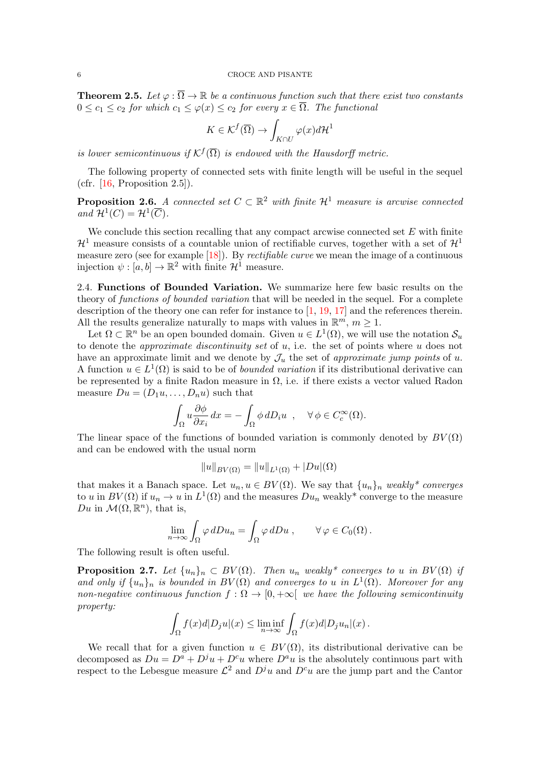**Theorem 2.5.** *Let $\varphi : \overline{\Omega} \to \mathbb{R}$ be a continuous function such that there exist two constants $0 \le c_1 \le c_2$ for which $c_1 \le \varphi(x) \le c_2$ for every $x \in \overline{\Omega}$. The functional*

$$K \in \mathcal{K}^f(\overline{\Omega}) \to \int_{K \cap U} \varphi(x) d\mathcal{H}^1$$

*is lower semicontinuous if $\mathcal{K}^f(\overline{\Omega})$ is endowed with the Hausdorff metric.*

The following property of connected sets with finite length will be useful in the sequel (cfr. [16, Proposition 2.5]).

**Proposition 2.6.** *A connected set $C \subset \mathbb{R}^2$ with finite $\mathcal{H}^1$ measure is arcwise connected and $\mathcal{H}^1(C) = \mathcal{H}^1(\overline{C})$.*

We conclude this section recalling that any compact arcwise connected set $E$ with finite $\mathcal{H}^1$ measure consists of a countable union of rectifiable curves, together with a set of $\mathcal{H}^1$ measure zero (see for example [18]). By *rectifiable curve* we mean the image of a continuous injection $\psi : [a, b] \to \mathbb{R}^2$ with finite $\mathcal{H}^1$ measure.

2.4. **Functions of Bounded Variation.** We summarize here few basic results on the theory of *functions of bounded variation* that will be needed in the sequel. For a complete description of the theory one can refer for instance to [1, 19, 17] and the references therein. All the results generalize naturally to maps with values in $\mathbb{R}^m$, $m \ge 1$.

Let $\Omega \subset \mathbb{R}^n$ be an open bounded domain. Given $u \in L^1(\Omega)$, we will use the notation $\mathcal{S}_u$ to denote the *approximate discontinuity set* of $u$, i.e. the set of points where $u$ does not have an approximate limit and we denote by $\mathcal{J}_u$ the set of *approximate jump points* of $u$. A function $u \in L^1(\Omega)$ is said to be of *bounded variation* if its distributional derivative can be represented by a finite Radon measure in $\Omega$, i.e. if there exists a vector valued Radon measure $Du = (D_1 u, \dots, D_n u)$ such that

$$\int_\Omega u \frac{\partial \phi}{\partial x_i}\, dx = -\int_\Omega \phi\, dD_i u \quad , \quad \forall\, \phi \in C_c^\infty(\Omega).$$

The linear space of the functions of bounded variation is commonly denoted by $BV(\Omega)$ and can be endowed with the usual norm

$$\|u\|_{BV(\Omega)} = \|u\|_{L^1(\Omega)} + |Du|(\Omega)$$

that makes it a Banach space. Let $u_n, u \in BV(\Omega)$. We say that $\{u_n\}_n$ *weakly\* converges* to $u$ in $BV(\Omega)$ if $u_n \to u$ in $L^1(\Omega)$ and the measures $Du_n$ weakly\* converge to the measure $Du$ in $\mathcal{M}(\Omega, \mathbb{R}^n)$, that is,

$$\lim_{n\to\infty} \int_\Omega \varphi\, dDu_n = \int_\Omega \varphi\, dDu\,, \qquad \forall\, \varphi \in C_0(\Omega)\,.$$

The following result is often useful.

**Proposition 2.7.** *Let $\{u_n\}_n \subset BV(\Omega)$. Then $u_n$ weakly\* converges to $u$ in $BV(\Omega)$ if and only if $\{u_n\}_n$ is bounded in $BV(\Omega)$ and converges to $u$ in $L^1(\Omega)$. Moreover for any non-negative continuous function $f : \Omega \to [0, +\infty[$ we have the following semicontinuity property:*

$$\int_\Omega f(x) d|D_j u|(x) \le \liminf_{n\to\infty} \int_\Omega f(x) d|D_j u_n|(x)\,.$$

We recall that for a given function $u \in BV(\Omega)$, its distributional derivative can be decomposed as $Du = D^a + D^j u + D^c u$ where $D^a u$ is the absolutely continuous part with respect to the Lebesgue measure $\mathcal{L}^2$ and $D^j u$ and $D^c u$ are the jump part and the Cantor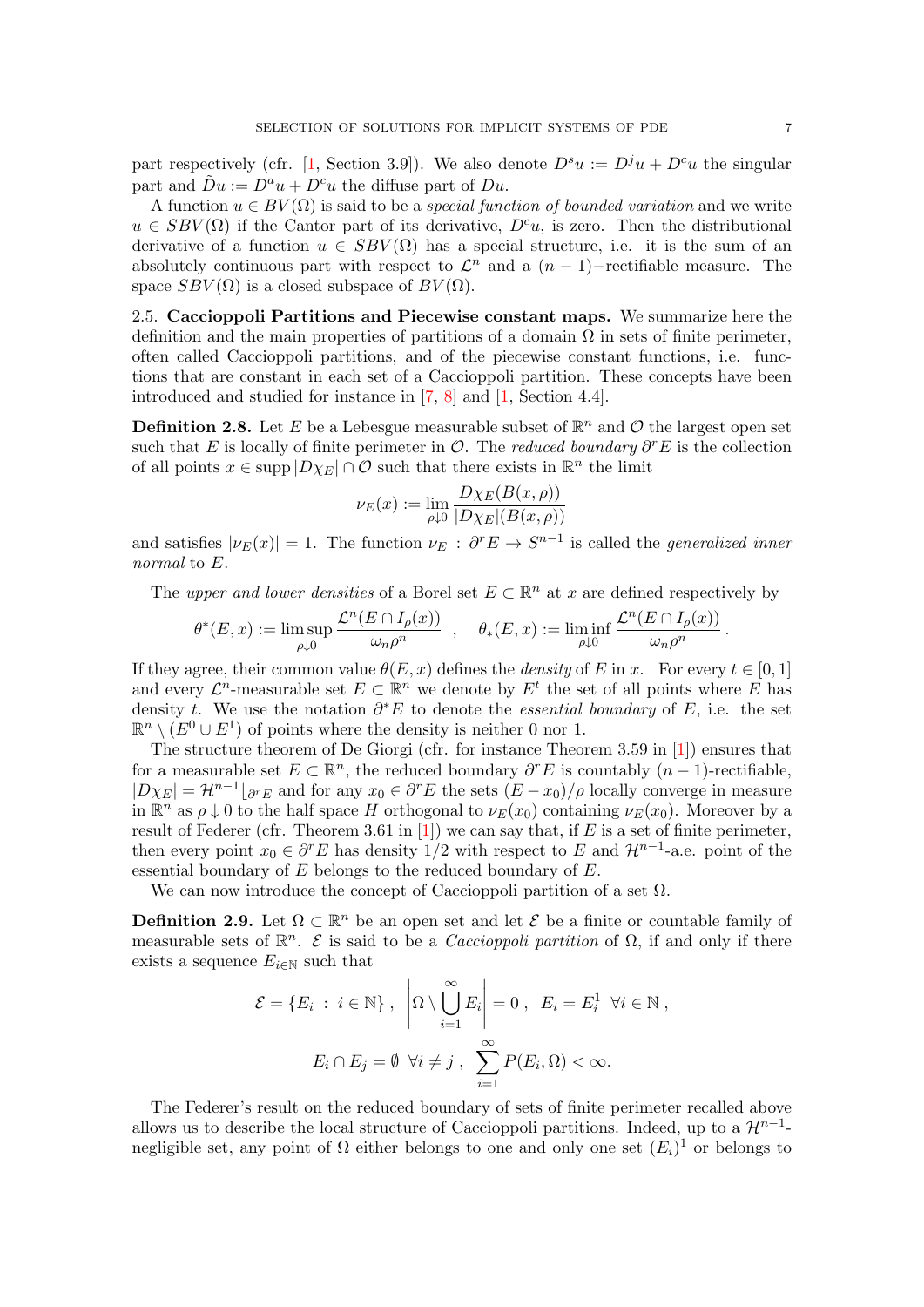part respectively (cfr. [1, Section 3.9]). We also denote $D^s u := D^j u + D^c u$ the singular part and $\tilde{D}u := D^a u + D^c u$ the diffuse part of $Du$.

A function $u \in BV(\Omega)$ is said to be a *special function of bounded variation* and we write $u \in SBV(\Omega)$ if the Cantor part of its derivative, $D^c u$, is zero. Then the distributional derivative of a function $u \in SBV(\Omega)$ has a special structure, i.e. it is the sum of an absolutely continuous part with respect to $\mathcal{L}^n$ and a $(n-1)-$rectifiable measure. The space $SBV(\Omega)$ is a closed subspace of $BV(\Omega)$.

## 2.5. Caccioppoli Partitions and Piecewise constant maps.

We summarize here the definition and the main properties of partitions of a domain $\Omega$ in sets of finite perimeter, often called Caccioppoli partitions, and of the piecewise constant functions, i.e. functions that are constant in each set of a Caccioppoli partition. These concepts have been introduced and studied for instance in [7, 8] and [1, Section 4.4].

**Definition 2.8.** Let $E$ be a Lebesgue measurable subset of $\mathbb{R}^n$ and $\mathcal{O}$ the largest open set such that $E$ is locally of finite perimeter in $\mathcal{O}$. The *reduced boundary* $\partial^r E$ is the collection of all points $x \in \operatorname{supp}|D\chi_E| \cap \mathcal{O}$ such that there exists in $\mathbb{R}^n$ the limit

$$\nu_E(x) := \lim_{\rho \downarrow 0} \frac{D\chi_E(B(x,\rho))}{|D\chi_E|(B(x,\rho))}$$

and satisfies $|\nu_E(x)| = 1$. The function $\nu_E : \partial^r E \to S^{n-1}$ is called the *generalized inner normal* to $E$.

The *upper and lower densities* of a Borel set $E \subset \mathbb{R}^n$ at $x$ are defined respectively by

$$\theta^*(E,x) := \limsup_{\rho \downarrow 0} \frac{\mathcal{L}^n(E \cap I_\rho(x))}{\omega_n \rho^n} \quad , \quad \theta_*(E,x) := \liminf_{\rho \downarrow 0} \frac{\mathcal{L}^n(E \cap I_\rho(x))}{\omega_n \rho^n} \, .$$

If they agree, their common value $\theta(E,x)$ defines the *density* of $E$ in $x$. For every $t \in [0,1]$ and every $\mathcal{L}^n$-measurable set $E \subset \mathbb{R}^n$ we denote by $E^t$ the set of all points where $E$ has density $t$. We use the notation $\partial^* E$ to denote the *essential boundary* of $E$, i.e. the set $\mathbb{R}^n \setminus (E^0 \cup E^1)$ of points where the density is neither 0 nor 1.

The structure theorem of De Giorgi (cfr. for instance Theorem 3.59 in [1]) ensures that for a measurable set $E \subset \mathbb{R}^n$, the reduced boundary $\partial^r E$ is countably $(n-1)$-rectifiable, $|D\chi_E| = \mathcal{H}^{n-1}\lfloor_{\partial^r E}$ and for any $x_0 \in \partial^r E$ the sets $(E - x_0)/\rho$ locally converge in measure in $\mathbb{R}^n$ as $\rho \downarrow 0$ to the half space $H$ orthogonal to $\nu_E(x_0)$ containing $\nu_E(x_0)$. Moreover by a result of Federer (cfr. Theorem 3.61 in [1]) we can say that, if $E$ is a set of finite perimeter, then every point $x_0 \in \partial^r E$ has density $1/2$ with respect to $E$ and $\mathcal{H}^{n-1}$-a.e. point of the essential boundary of $E$ belongs to the reduced boundary of $E$.

We can now introduce the concept of Caccioppoli partition of a set $\Omega$.

**Definition 2.9.** Let $\Omega \subset \mathbb{R}^n$ be an open set and let $\mathcal{E}$ be a finite or countable family of measurable sets of $\mathbb{R}^n$. $\mathcal{E}$ is said to be a *Caccioppoli partition* of $\Omega$, if and only if there exists a sequence $E_{i \in \mathbb{N}}$ such that

$$\mathcal{E} = \{E_i \, : \, i \in \mathbb{N}\} \, , \quad \left| \Omega \setminus \bigcup_{i=1}^{\infty} E_i \right| = 0 \, , \quad E_i = E_i^1 \;\; \forall i \in \mathbb{N} \, ,$$

$$E_i \cap E_j = \emptyset \;\; \forall i \neq j \, , \quad \sum_{i=1}^{\infty} P(E_i, \Omega) < \infty.$$

The Federer's result on the reduced boundary of sets of finite perimeter recalled above allows us to describe the local structure of Caccioppoli partitions. Indeed, up to a $\mathcal{H}^{n-1}$-negligible set, any point of $\Omega$ either belongs to one and only one set $(E_i)^1$ or belongs to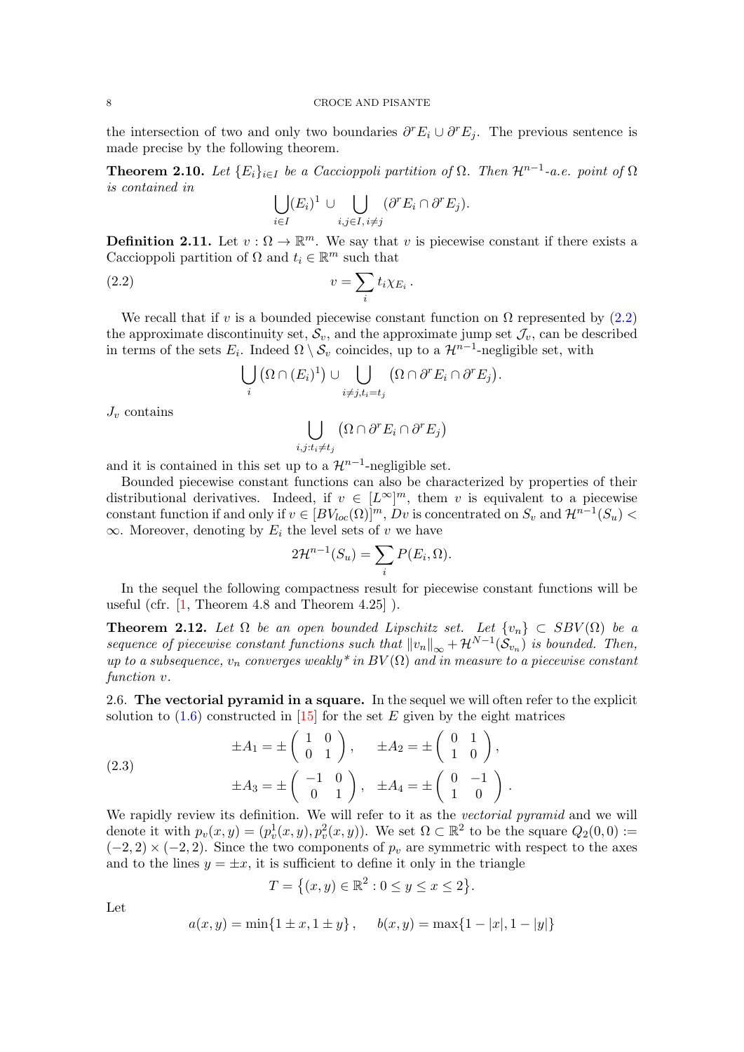the intersection of two and only two boundaries $\partial^r E_i \cup \partial^r E_j$. The previous sentence is made precise by the following theorem.

**Theorem 2.10.** *Let $\{E_i\}_{i\in I}$ be a Caccioppoli partition of $\Omega$. Then $\mathcal{H}^{n-1}$-a.e. point of $\Omega$ is contained in*

$$\bigcup_{i\in I}(E_i)^1 \cup \bigcup_{i,j\in I, i\neq j} (\partial^r E_i \cap \partial^r E_j).$$

**Definition 2.11.** Let $v : \Omega \to \mathbb{R}^m$. We say that $v$ is piecewise constant if there exists a Caccioppoli partition of $\Omega$ and $t_i \in \mathbb{R}^m$ such that

$$v = \sum_i t_i \chi_{E_i}. \tag{2.2}$$

We recall that if $v$ is a bounded piecewise constant function on $\Omega$ represented by (2.2) the approximate discontinuity set, $\mathcal{S}_v$, and the approximate jump set $\mathcal{J}_v$, can be described in terms of the sets $E_i$. Indeed $\Omega \setminus \mathcal{S}_v$ coincides, up to a $\mathcal{H}^{n-1}$-negligible set, with

$$\bigcup_i (\Omega \cap (E_i)^1) \cup \bigcup_{i\neq j, t_i = t_j} (\Omega \cap \partial^r E_i \cap \partial^r E_j).$$

$J_v$ contains

$$\bigcup_{i,j: t_i \neq t_j} (\Omega \cap \partial^r E_i \cap \partial^r E_j)$$

and it is contained in this set up to a $\mathcal{H}^{n-1}$-negligible set.

Bounded piecewise constant functions can also be characterized by properties of their distributional derivatives. Indeed, if $v \in [L^\infty]^m$, them $v$ is equivalent to a piecewise constant function if and only if $v \in [BV_{loc}(\Omega)]^m$, $Dv$ is concentrated on $S_v$ and $\mathcal{H}^{n-1}(S_u) < \infty$. Moreover, denoting by $E_i$ the level sets of $v$ we have

$$2\mathcal{H}^{n-1}(S_u) = \sum_i P(E_i, \Omega).$$

In the sequel the following compactness result for piecewise constant functions will be useful (cfr. [1, Theorem 4.8 and Theorem 4.25] ).

**Theorem 2.12.** *Let $\Omega$ be an open bounded Lipschitz set. Let $\{v_n\} \subset SBV(\Omega)$ be a sequence of piecewise constant functions such that $\|v_n\|_\infty + \mathcal{H}^{N-1}(\mathcal{S}_{v_n})$ is bounded. Then, up to a subsequence, $v_n$ converges weakly\* in $BV(\Omega)$ and in measure to a piecewise constant function $v$.*

2.6. **The vectorial pyramid in a square.** In the sequel we will often refer to the explicit solution to (1.6) constructed in [15] for the set $E$ given by the eight matrices

$$\begin{aligned} \pm A_1 &= \pm \begin{pmatrix} 1 & 0 \\ 0 & 1 \end{pmatrix}, \quad \pm A_2 = \pm \begin{pmatrix} 0 & 1 \\ 1 & 0 \end{pmatrix}, \\ \pm A_3 &= \pm \begin{pmatrix} -1 & 0 \\ 0 & 1 \end{pmatrix}, \quad \pm A_4 = \pm \begin{pmatrix} 0 & -1 \\ 1 & 0 \end{pmatrix}. \end{aligned} \tag{2.3}$$

We rapidly review its definition. We will refer to it as the *vectorial pyramid* and we will denote it with $p_v(x,y) = (p_v^1(x,y), p_v^2(x,y))$. We set $\Omega \subset \mathbb{R}^2$ to be the square $Q_2(0,0) := (-2,2) \times (-2,2)$. Since the two components of $p_v$ are symmetric with respect to the axes and to the lines $y = \pm x$, it is sufficient to define it only in the triangle

$$T = \{(x,y) \in \mathbb{R}^2 : 0 \leq y \leq x \leq 2\}.$$

Let

$$a(x,y) = \min\{1 \pm x, 1 \pm y\}, \qquad b(x,y) = \max\{1 - |x|, 1 - |y|\}$$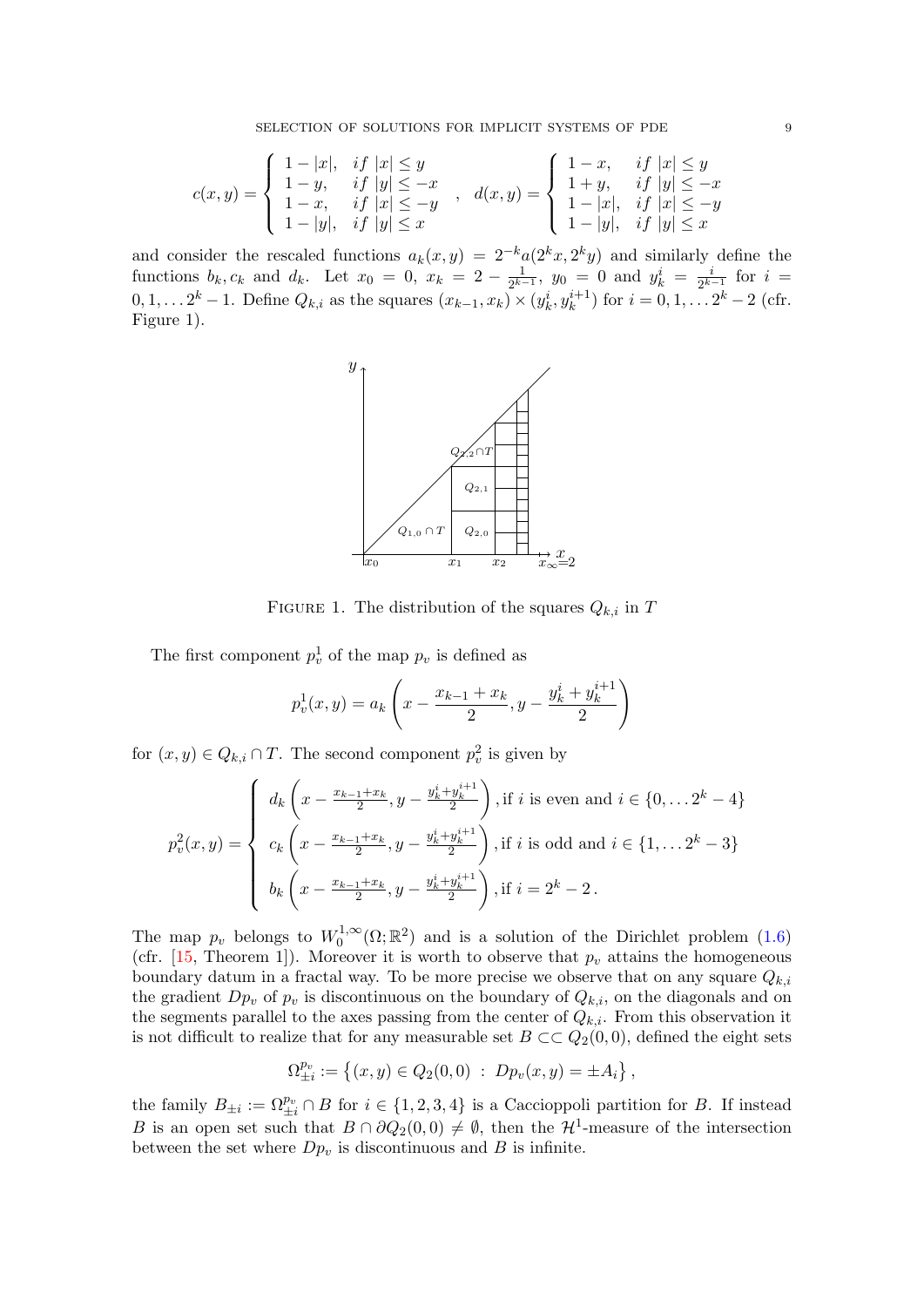$$
c(x,y) = \begin{cases} 1-|x|, & if\ |x| \le y \\ 1-y, & if\ |y| \le -x \\ 1-x, & if\ |x| \le -y \\ 1-|y|, & if\ |y| \le x \end{cases} \quad , \quad d(x,y) = \begin{cases} 1-x, & if\ |x| \le y \\ 1+y, & if\ |y| \le -x \\ 1-|x|, & if\ |x| \le -y \\ 1-|y|, & if\ |y| \le x \end{cases}
$$

and consider the rescaled functions $a_k(x,y) = 2^{-k}a(2^k x, 2^k y)$ and similarly define the functions $b_k, c_k$ and $d_k$. Let $x_0 = 0$, $x_k = 2 - \frac{1}{2^{k-1}}$, $y_0 = 0$ and $y_k^i = \frac{i}{2^{k-1}}$ for $i = 0, 1, \dots 2^k - 1$. Define $Q_{k,i}$ as the squares $(x_{k-1}, x_k) \times (y_k^i, y_k^{i+1})$ for $i = 0, 1, \dots 2^k - 2$ (cfr. Figure 1).

FIGURE 1. The distribution of the squares $Q_{k,i}$ in $T$

The first component $p_v^1$ of the map $p_v$ is defined as

$$
p_v^1(x,y) = a_k\left(x - \frac{x_{k-1} + x_k}{2}, y - \frac{y_k^i + y_k^{i+1}}{2}\right)
$$

for $(x,y) \in Q_{k,i} \cap T$. The second component $p_v^2$ is given by

$$
p_v^2(x,y) = \begin{cases} d_k\left(x - \frac{x_{k-1}+x_k}{2}, y - \frac{y_k^i + y_k^{i+1}}{2}\right), \text{if } i \text{ is even and } i \in \{0, \dots 2^k - 4\} \\ c_k\left(x - \frac{x_{k-1}+x_k}{2}, y - \frac{y_k^i + y_k^{i+1}}{2}\right), \text{if } i \text{ is odd and } i \in \{1, \dots 2^k - 3\} \\ b_k\left(x - \frac{x_{k-1}+x_k}{2}, y - \frac{y_k^i + y_k^{i+1}}{2}\right), \text{if } i = 2^k - 2\,. \end{cases}
$$

The map $p_v$ belongs to $W_0^{1,\infty}(\Omega; \mathbb{R}^2)$ and is a solution of the Dirichlet problem (1.6) (cfr. [15, Theorem 1]). Moreover it is worth to observe that $p_v$ attains the homogeneous boundary datum in a fractal way. To be more precise we observe that on any square $Q_{k,i}$ the gradient $Dp_v$ of $p_v$ is discontinuous on the boundary of $Q_{k,i}$, on the diagonals and on the segments parallel to the axes passing from the center of $Q_{k,i}$. From this observation it is not difficult to realize that for any measurable set $B \subset\subset Q_2(0,0)$, defined the eight sets

$$
\Omega_{\pm i}^{p_v} := \left\{(x,y) \in Q_2(0,0) \;:\; Dp_v(x,y) = \pm A_i\right\},
$$

the family $B_{\pm i} := \Omega_{\pm i}^{p_v} \cap B$ for $i \in \{1,2,3,4\}$ is a Caccioppoli partition for $B$. If instead $B$ is an open set such that $B \cap \partial Q_2(0,0) \neq \emptyset$, then the $\mathcal{H}^1$-measure of the intersection between the set where $Dp_v$ is discontinuous and $B$ is infinite.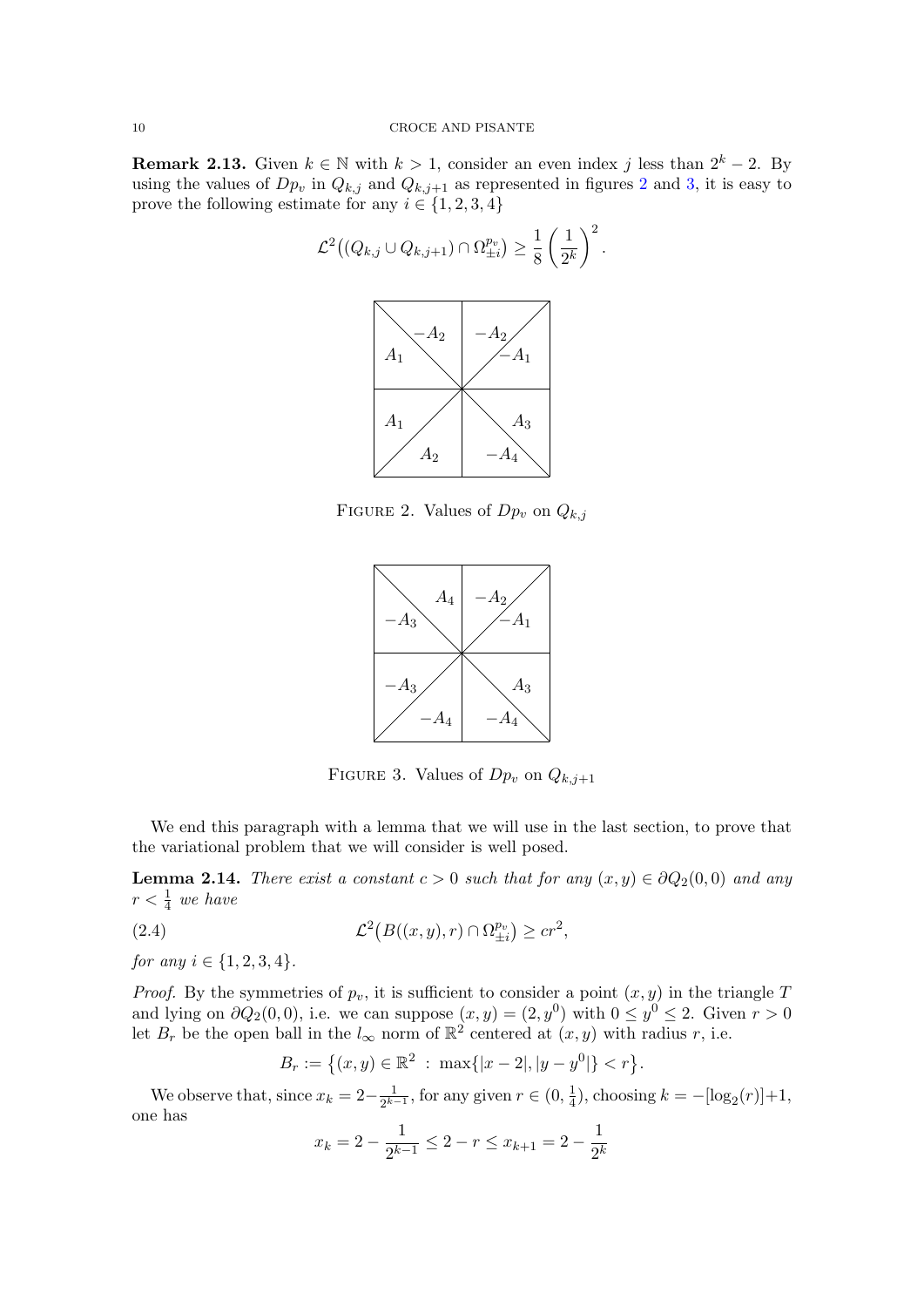**Remark 2.13.** Given $k \in \mathbb{N}$ with $k > 1$, consider an even index $j$ less than $2^k - 2$. By using the values of $Dp_v$ in $Q_{k,j}$ and $Q_{k,j+1}$ as represented in figures 2 and 3, it is easy to prove the following estimate for any $i \in \{1, 2, 3, 4\}$

$$\mathcal{L}^2\big((Q_{k,j} \cup Q_{k,j+1}) \cap \Omega^{p_v}_{\pm i}\big) \geq \frac{1}{8}\left(\frac{1}{2^k}\right)^2.$$

FIGURE 2. Values of $Dp_v$ on $Q_{k,j}$

FIGURE 3. Values of $Dp_v$ on $Q_{k,j+1}$

We end this paragraph with a lemma that we will use in the last section, to prove that the variational problem that we will consider is well posed.

**Lemma 2.14.** *There exist a constant $c > 0$ such that for any $(x, y) \in \partial Q_2(0, 0)$ and any $r < \frac{1}{4}$ we have*

$$\mathcal{L}^2\big(B((x, y), r) \cap \Omega^{p_v}_{\pm i}\big) \geq cr^2, \tag{2.4}$$

*for any $i \in \{1, 2, 3, 4\}$.*

*Proof.* By the symmetries of $p_v$, it is sufficient to consider a point $(x, y)$ in the triangle $T$ and lying on $\partial Q_2(0, 0)$, i.e. we can suppose $(x, y) = (2, y^0)$ with $0 \leq y^0 \leq 2$. Given $r > 0$ let $B_r$ be the open ball in the $l_\infty$ norm of $\mathbb{R}^2$ centered at $(x, y)$ with radius $r$, i.e.

$$B_r := \big\{(x, y) \in \mathbb{R}^2 \,:\, \max\{|x - 2|, |y - y^0|\} < r\big\}.$$

We observe that, since $x_k = 2 - \frac{1}{2^{k-1}}$, for any given $r \in (0, \frac{1}{4})$, choosing $k = -[\log_2(r)] + 1$, one has

$$x_k = 2 - \frac{1}{2^{k-1}} \leq 2 - r \leq x_{k+1} = 2 - \frac{1}{2^k}$$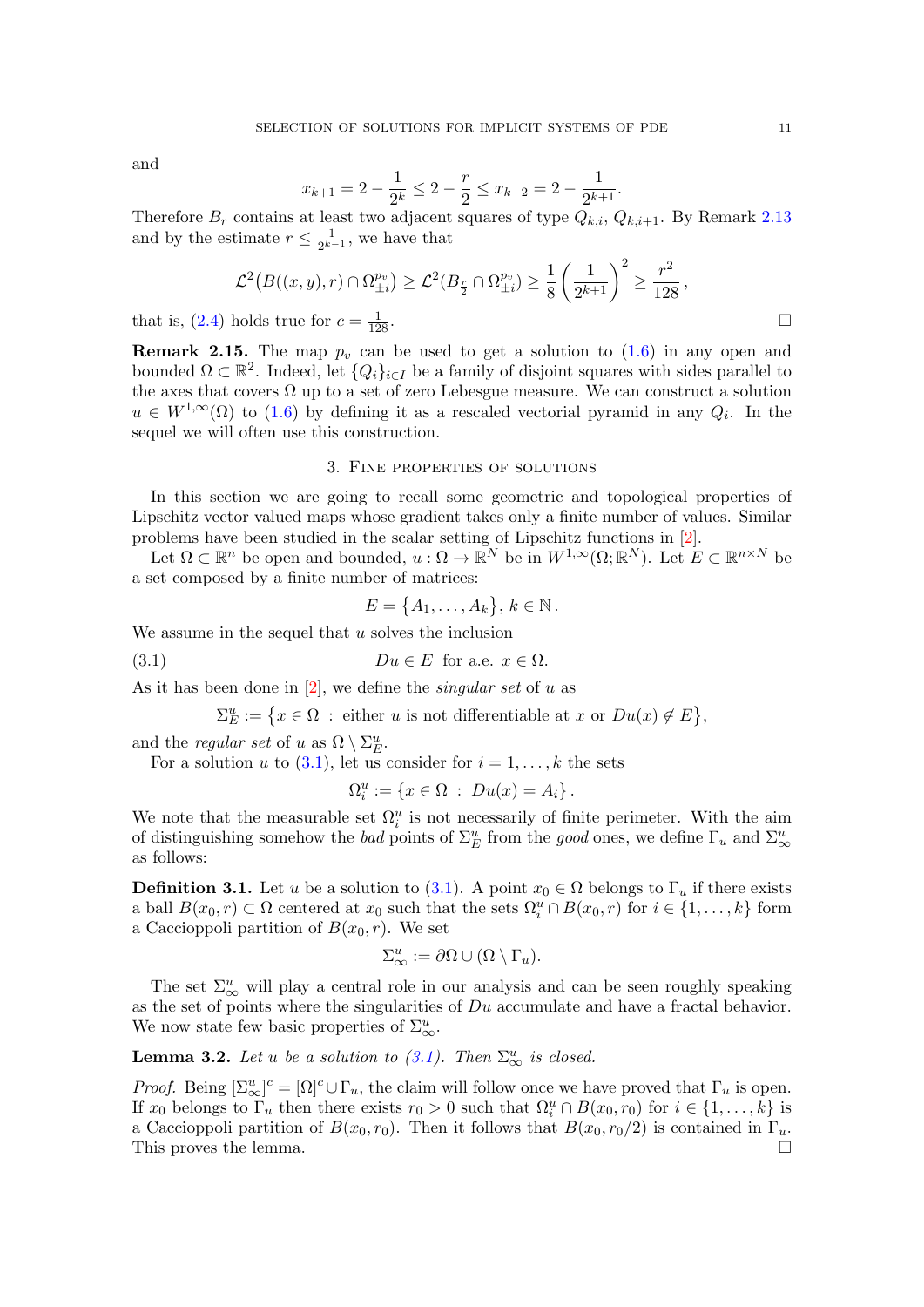and

$$x_{k+1} = 2 - \frac{1}{2^k} \leq 2 - \frac{r}{2} \leq x_{k+2} = 2 - \frac{1}{2^{k+1}}.$$

Therefore $B_r$ contains at least two adjacent squares of type $Q_{k,i}$, $Q_{k,i+1}$. By Remark 2.13 and by the estimate $r \leq \frac{1}{2^{k-1}}$, we have that

$$\mathcal{L}^2\big(B((x,y),r) \cap \Omega^{p_v}_{\pm i}\big) \geq \mathcal{L}^2(B_{\frac{r}{2}} \cap \Omega^{p_v}_{\pm i}) \geq \frac{1}{8}\left(\frac{1}{2^{k+1}}\right)^2 \geq \frac{r^2}{128},$$

that is, (2.4) holds true for $c = \frac{1}{128}$. □

**Remark 2.15.** The map $p_v$ can be used to get a solution to (1.6) in any open and bounded $\Omega \subset \mathbb{R}^2$. Indeed, let $\{Q_i\}_{i\in I}$ be a family of disjoint squares with sides parallel to the axes that covers $\Omega$ up to a set of zero Lebesgue measure. We can construct a solution $u \in W^{1,\infty}(\Omega)$ to (1.6) by defining it as a rescaled vectorial pyramid in any $Q_i$. In the sequel we will often use this construction.

## 3. Fine properties of solutions

In this section we are going to recall some geometric and topological properties of Lipschitz vector valued maps whose gradient takes only a finite number of values. Similar problems have been studied in the scalar setting of Lipschitz functions in [2].

Let $\Omega \subset \mathbb{R}^n$ be open and bounded, $u : \Omega \to \mathbb{R}^N$ be in $W^{1,\infty}(\Omega;\mathbb{R}^N)$. Let $E \subset \mathbb{R}^{n\times N}$ be a set composed by a finite number of matrices:

$$E = \{A_1, \ldots, A_k\},\ k \in \mathbb{N}.$$

We assume in the sequel that $u$ solves the inclusion

$$Du \in E \ \text{ for a.e. } x \in \Omega. \tag{3.1}$$

As it has been done in [2], we define the *singular set* of $u$ as

$$\Sigma^u_E := \{x \in \Omega \,:\, \text{either } u \text{ is not differentiable at } x \text{ or } Du(x) \notin E\},$$

and the *regular set* of $u$ as $\Omega \setminus \Sigma^u_E$.

For a solution $u$ to (3.1), let us consider for $i = 1, \ldots, k$ the sets

$$\Omega^u_i := \{x \in \Omega \,:\, Du(x) = A_i\}.$$

We note that the measurable set $\Omega^u_i$ is not necessarily of finite perimeter. With the aim of distinguishing somehow the *bad* points of $\Sigma^u_E$ from the *good* ones, we define $\Gamma_u$ and $\Sigma^u_\infty$ as follows:

**Definition 3.1.** Let $u$ be a solution to (3.1). A point $x_0 \in \Omega$ belongs to $\Gamma_u$ if there exists a ball $B(x_0, r) \subset \Omega$ centered at $x_0$ such that the sets $\Omega^u_i \cap B(x_0, r)$ for $i \in \{1, \ldots, k\}$ form a Caccioppoli partition of $B(x_0, r)$. We set

$$\Sigma^u_\infty := \partial\Omega \cup (\Omega \setminus \Gamma_u).$$

The set $\Sigma^u_\infty$ will play a central role in our analysis and can be seen roughly speaking as the set of points where the singularities of $Du$ accumulate and have a fractal behavior. We now state few basic properties of $\Sigma^u_\infty$.

**Lemma 3.2.** *Let $u$ be a solution to (3.1). Then $\Sigma^u_\infty$ is closed.*

*Proof.* Being $[\Sigma^u_\infty]^c = [\Omega]^c \cup \Gamma_u$, the claim will follow once we have proved that $\Gamma_u$ is open. If $x_0$ belongs to $\Gamma_u$ then there exists $r_0 > 0$ such that $\Omega^u_i \cap B(x_0, r_0)$ for $i \in \{1, \ldots, k\}$ is a Caccioppoli partition of $B(x_0, r_0)$. Then it follows that $B(x_0, r_0/2)$ is contained in $\Gamma_u$. This proves the lemma. □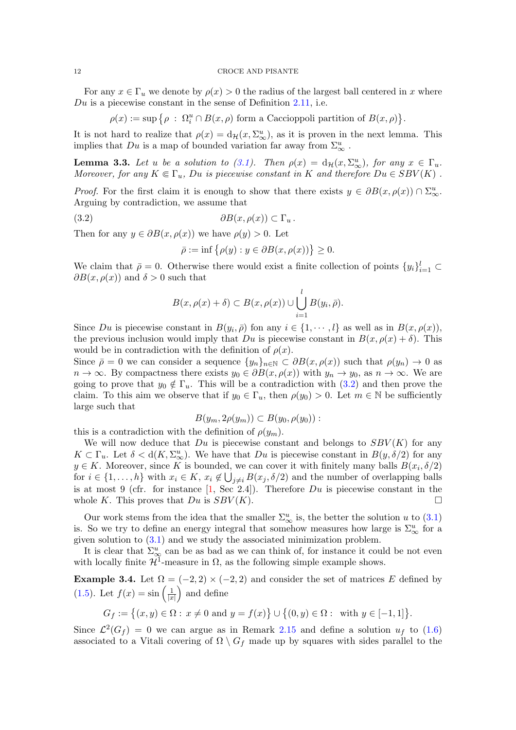For any $x \in \Gamma_u$ we denote by $\rho(x) > 0$ the radius of the largest ball centered in $x$ where $Du$ is a piecewise constant in the sense of Definition 2.11, i.e.

$$\rho(x) := \sup\big\{\rho \,:\, \Omega_i^u \cap B(x,\rho) \text{ form a Caccioppoli partition of } B(x,\rho)\big\}.$$

It is not hard to realize that $\rho(x) = \mathrm{d}_{\mathcal{H}}(x, \Sigma_\infty^u)$, as it is proven in the next lemma. This implies that $Du$ is a map of bounded variation far away from $\Sigma_\infty^u$ .

**Lemma 3.3.** *Let $u$ be a solution to (3.1). Then $\rho(x) = \mathrm{d}_{\mathcal{H}}(x, \Sigma_\infty^u)$, for any $x \in \Gamma_u$. Moreover, for any $K \Subset \Gamma_u$, $Du$ is piecewise constant in $K$ and therefore $Du \in SBV(K)$ .*

*Proof.* For the first claim it is enough to show that there exists $y \in \partial B(x, \rho(x)) \cap \Sigma_\infty^u$. Arguing by contradiction, we assume that

$$\partial B(x, \rho(x)) \subset \Gamma_u\,. \tag{3.2}$$

Then for any $y \in \partial B(x, \rho(x))$ we have $\rho(y) > 0$. Let

$$\bar\rho := \inf\big\{\rho(y) : y \in \partial B(x, \rho(x))\big\} \geq 0.$$

We claim that $\bar\rho = 0$. Otherwise there would exist a finite collection of points $\{y_i\}_{i=1}^l \subset \partial B(x, \rho(x))$ and $\delta > 0$ such that

$$B(x, \rho(x) + \delta) \subset B(x, \rho(x)) \cup \bigcup_{i=1}^{l} B(y_i, \bar\rho).$$

Since $Du$ is piecewise constant in $B(y_i, \bar\rho)$ fon any $i \in \{1, \cdots, l\}$ as well as in $B(x, \rho(x))$, the previous inclusion would imply that $Du$ is piecewise constant in $B(x, \rho(x) + \delta)$. This would be in contradiction with the definition of $\rho(x)$.
Since $\bar\rho = 0$ we can consider a sequence $\{y_n\}_{n\in\mathbb{N}} \subset \partial B(x, \rho(x))$ such that $\rho(y_n) \to 0$ as $n \to \infty$. By compactness there exists $y_0 \in \partial B(x, \rho(x))$ with $y_n \to y_0$, as $n \to \infty$. We are going to prove that $y_0 \notin \Gamma_u$. This will be a contradiction with (3.2) and then prove the claim. To this aim we observe that if $y_0 \in \Gamma_u$, then $\rho(y_0) > 0$. Let $m \in \mathbb{N}$ be sufficiently large such that

$$B(y_m, 2\rho(y_m)) \subset B(y_0, \rho(y_0))\,:$$

this is a contradiction with the definition of $\rho(y_m)$.
We will now deduce that $Du$ is piecewise constant and belongs to $SBV(K)$ for any $K \subset \Gamma_u$. Let $\delta < \mathrm{d}(K, \Sigma_\infty^u)$. We have that $Du$ is piecewise constant in $B(y, \delta/2)$ for any $y \in K$. Moreover, since $K$ is bounded, we can cover it with finitely many balls $B(x_i, \delta/2)$ for $i \in \{1, \ldots, h\}$ with $x_i \in K$, $x_i \notin \bigcup_{j\neq i} B(x_j, \delta/2)$ and the number of overlapping balls is at most 9 (cfr. for instance [1, Sec 2.4]). Therefore $Du$ is piecewise constant in the whole $K$. This proves that $Du$ is $SBV(K)$. □

Our work stems from the idea that the smaller $\Sigma_\infty^u$ is, the better the solution $u$ to (3.1) is. So we try to define an energy integral that somehow measures how large is $\Sigma_\infty^u$ for a given solution to (3.1) and we study the associated minimization problem.
It is clear that $\Sigma_\infty^u$ can be as bad as we can think of, for instance it could be not even with locally finite $\mathcal{H}^1$-measure in $\Omega$, as the following simple example shows.

**Example 3.4.** Let $\Omega = (-2, 2) \times (-2, 2)$ and consider the set of matrices $E$ defined by (1.5). Let $f(x) = \sin\left(\frac{1}{|x|}\right)$ and define

$$G_f := \big\{(x, y) \in \Omega : \, x \neq 0 \text{ and } y = f(x)\big\} \cup \big\{(0, y) \in \Omega : \text{ with } y \in [-1, 1]\big\}.$$

Since $\mathcal{L}^2(G_f) = 0$ we can argue as in Remark 2.15 and define a solution $u_f$ to (1.6) associated to a Vitali covering of $\Omega \setminus G_f$ made up by squares with sides parallel to the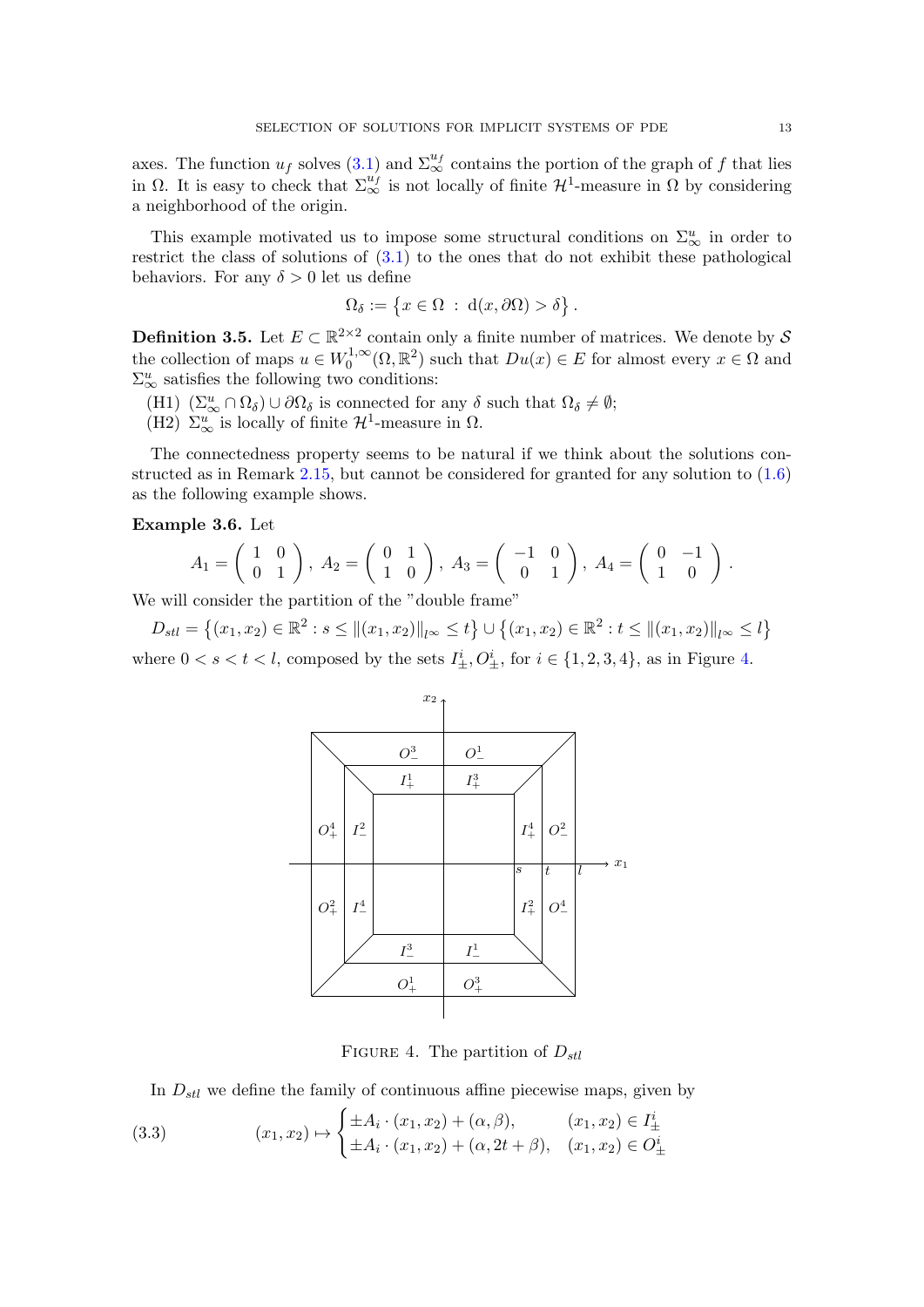axes. The function $u_f$ solves (3.1) and $\Sigma_\infty^{u_f}$ contains the portion of the graph of $f$ that lies in $\Omega$. It is easy to check that $\Sigma_\infty^{u_f}$ is not locally of finite $\mathcal{H}^1$-measure in $\Omega$ by considering a neighborhood of the origin.

This example motivated us to impose some structural conditions on $\Sigma_\infty^u$ in order to restrict the class of solutions of (3.1) to the ones that do not exhibit these pathological behaviors. For any $\delta > 0$ let us define

$$\Omega_\delta := \left\{ x \in \Omega \ : \ \mathrm{d}(x, \partial\Omega) > \delta \right\}.$$

**Definition 3.5.** Let $E \subset \mathbb{R}^{2\times 2}$ contain only a finite number of matrices. We denote by $\mathcal{S}$ the collection of maps $u \in W_0^{1,\infty}(\Omega, \mathbb{R}^2)$ such that $Du(x) \in E$ for almost every $x \in \Omega$ and $\Sigma_\infty^u$ satisfies the following two conditions:

(H1) $(\Sigma_\infty^u \cap \Omega_\delta) \cup \partial\Omega_\delta$ is connected for any $\delta$ such that $\Omega_\delta \neq \emptyset$;

(H2) $\Sigma_\infty^u$ is locally of finite $\mathcal{H}^1$-measure in $\Omega$.

The connectedness property seems to be natural if we think about the solutions constructed as in Remark 2.15, but cannot be considered for granted for any solution to (1.6) as the following example shows.

**Example 3.6.** Let

$$A_1 = \begin{pmatrix} 1 & 0 \\ 0 & 1 \end{pmatrix},\ A_2 = \begin{pmatrix} 0 & 1 \\ 1 & 0 \end{pmatrix},\ A_3 = \begin{pmatrix} -1 & 0 \\ 0 & 1 \end{pmatrix},\ A_4 = \begin{pmatrix} 0 & -1 \\ 1 & 0 \end{pmatrix}.$$

We will consider the partition of the "double frame"

$$D_{stl} = \left\{(x_1, x_2) \in \mathbb{R}^2 : s \le \|(x_1, x_2)\|_{l^\infty} \le t\right\} \cup \left\{(x_1, x_2) \in \mathbb{R}^2 : t \le \|(x_1, x_2)\|_{l^\infty} \le l\right\}$$

where $0 < s < t < l$, composed by the sets $I^i_\pm, O^i_\pm$, for $i \in \{1, 2, 3, 4\}$, as in Figure 4.

FIGURE 4. The partition of $D_{stl}$

In $D_{stl}$ we define the family of continuous affine piecewise maps, given by

$$(x_1, x_2) \mapsto \begin{cases} \pm A_i \cdot (x_1, x_2) + (\alpha, \beta), & (x_1, x_2) \in I^i_\pm \\ \pm A_i \cdot (x_1, x_2) + (\alpha, 2t + \beta), & (x_1, x_2) \in O^i_\pm \end{cases} \tag{3.3}$$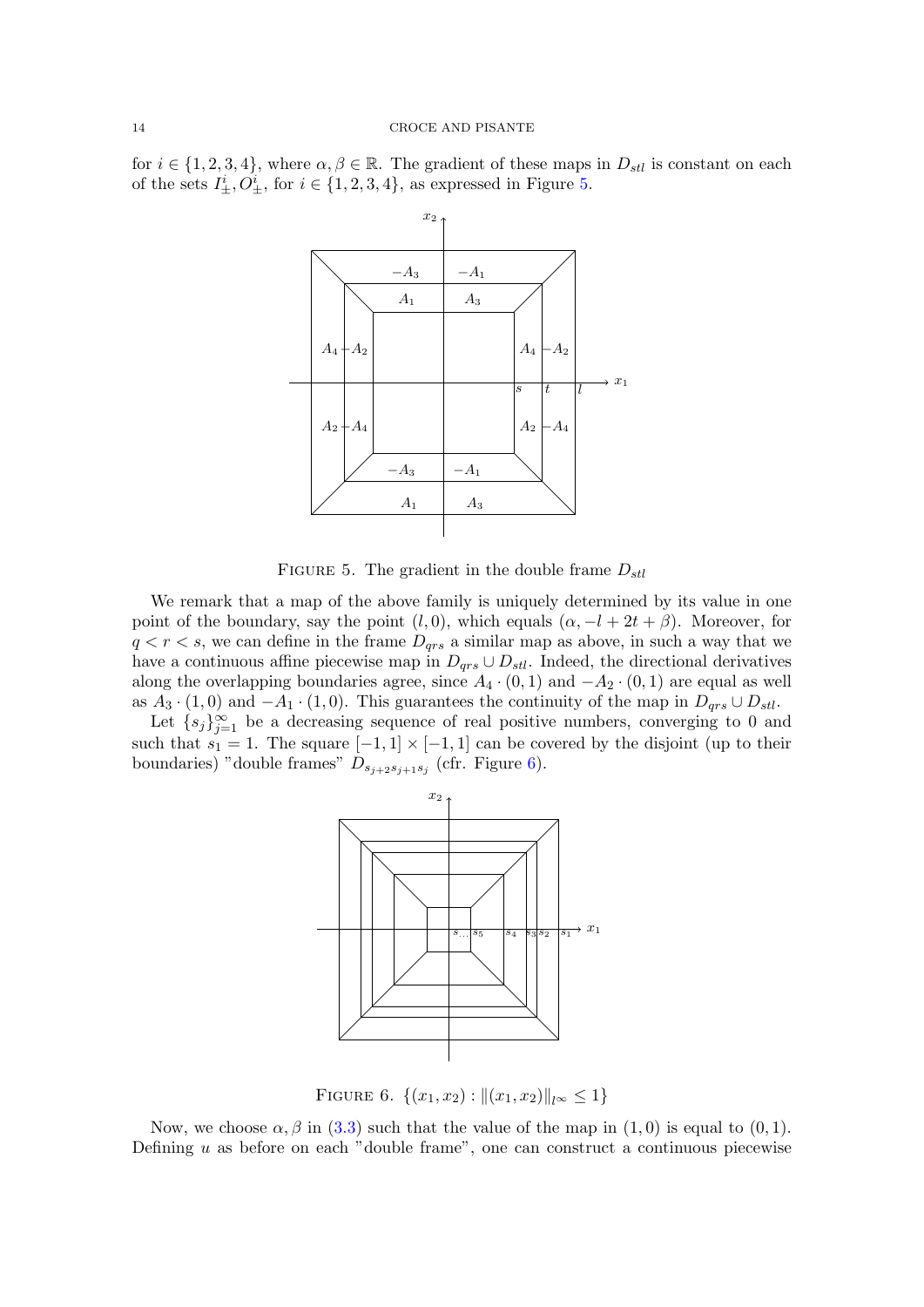for $i \in \{1,2,3,4\}$, where $\alpha, \beta \in \mathbb{R}$. The gradient of these maps in $D_{stl}$ is constant on each of the sets $I^i_{\pm}, O^i_{\pm}$, for $i \in \{1,2,3,4\}$, as expressed in Figure 5.

FIGURE 5. The gradient in the double frame $D_{stl}$

We remark that a map of the above family is uniquely determined by its value in one point of the boundary, say the point $(l, 0)$, which equals $(\alpha, -l + 2t + \beta)$. Moreover, for $q < r < s$, we can define in the frame $D_{qrs}$ a similar map as above, in such a way that we have a continuous affine piecewise map in $D_{qrs} \cup D_{stl}$. Indeed, the directional derivatives along the overlapping boundaries agree, since $A_4 \cdot (0,1)$ and $-A_2 \cdot (0,1)$ are equal as well as $A_3 \cdot (1,0)$ and $-A_1 \cdot (1,0)$. This guarantees the continuity of the map in $D_{qrs} \cup D_{stl}$.

Let $\{s_j\}_{j=1}^{\infty}$ be a decreasing sequence of real positive numbers, converging to 0 and such that $s_1 = 1$. The square $[-1,1] \times [-1,1]$ can be covered by the disjoint (up to their boundaries) "double frames" $D_{s_{j+2}s_{j+1}s_j}$ (cfr. Figure 6).

FIGURE 6. $\{(x_1, x_2) : \|(x_1, x_2)\|_{l^\infty} \leq 1\}$

Now, we choose $\alpha, \beta$ in (3.3) such that the value of the map in $(1,0)$ is equal to $(0,1)$. Defining $u$ as before on each "double frame", one can construct a continuous piecewise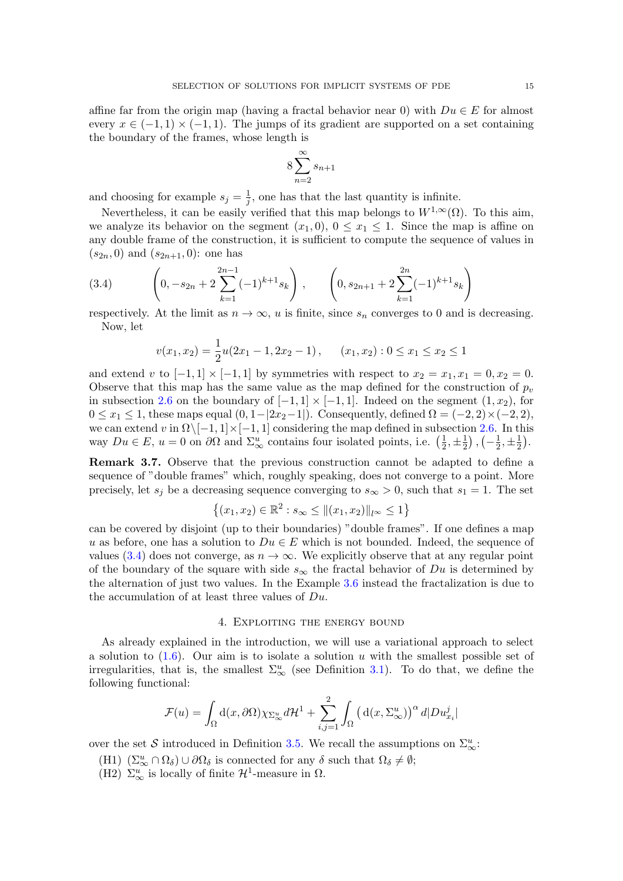affine far from the origin map (having a fractal behavior near 0) with $Du \in E$ for almost every $x \in (-1,1) \times (-1,1)$. The jumps of its gradient are supported on a set containing the boundary of the frames, whose length is

$$8 \sum_{n=2}^{\infty} s_{n+1}$$

and choosing for example $s_j = \frac{1}{j}$, one has that the last quantity is infinite.

Nevertheless, it can be easily verified that this map belongs to $W^{1,\infty}(\Omega)$. To this aim, we analyze its behavior on the segment $(x_1, 0)$, $0 \le x_1 \le 1$. Since the map is affine on any double frame of the construction, it is sufficient to compute the sequence of values in $(s_{2n}, 0)$ and $(s_{2n+1}, 0)$: one has

$$\left(0, -s_{2n} + 2\sum_{k=1}^{2n-1} (-1)^{k+1} s_k\right), \qquad \left(0, s_{2n+1} + 2\sum_{k=1}^{2n} (-1)^{k+1} s_k\right) \tag{3.4}$$

respectively. At the limit as $n \to \infty$, $u$ is finite, since $s_n$ converges to 0 and is decreasing.

Now, let

$$v(x_1, x_2) = \frac{1}{2} u(2x_1 - 1, 2x_2 - 1), \qquad (x_1, x_2) : 0 \le x_1 \le x_2 \le 1$$

and extend $v$ to $[-1,1] \times [-1,1]$ by symmetries with respect to $x_2 = x_1, x_1 = 0, x_2 = 0$. Observe that this map has the same value as the map defined for the construction of $p_v$ in subsection 2.6 on the boundary of $[-1,1] \times [-1,1]$. Indeed on the segment $(1, x_2)$, for $0 \le x_1 \le 1$, these maps equal $(0, 1 - |2x_2 - 1|)$. Consequently, defined $\Omega = (-2,2) \times (-2,2)$, we can extend $v$ in $\Omega \setminus [-1,1] \times [-1,1]$ considering the map defined in subsection 2.6. In this way $Du \in E$, $u = 0$ on $\partial\Omega$ and $\Sigma_\infty^u$ contains four isolated points, i.e. $\left(\frac{1}{2}, \pm\frac{1}{2}\right), \left(-\frac{1}{2}, \pm\frac{1}{2}\right)$.

**Remark 3.7.** Observe that the previous construction cannot be adapted to define a sequence of "double frames" which, roughly speaking, does not converge to a point. More precisely, let $s_j$ be a decreasing sequence converging to $s_\infty > 0$, such that $s_1 = 1$. The set

$$\left\{(x_1, x_2) \in \mathbb{R}^2 : s_\infty \le \|(x_1, x_2)\|_{l^\infty} \le 1\right\}$$

can be covered by disjoint (up to their boundaries) "double frames". If one defines a map $u$ as before, one has a solution to $Du \in E$ which is not bounded. Indeed, the sequence of values (3.4) does not converge, as $n \to \infty$. We explicitly observe that at any regular point of the boundary of the square with side $s_\infty$ the fractal behavior of $Du$ is determined by the alternation of just two values. In the Example 3.6 instead the fractalization is due to the accumulation of at least three values of $Du$.

## 4. Exploiting the energy bound

As already explained in the introduction, we will use a variational approach to select a solution to (1.6). Our aim is to isolate a solution $u$ with the smallest possible set of irregularities, that is, the smallest $\Sigma_\infty^u$ (see Definition 3.1). To do that, we define the following functional:

$$\mathcal{F}(u) = \int_\Omega \mathrm{d}(x, \partial\Omega) \chi_{\Sigma_\infty^u} \, d\mathcal{H}^1 + \sum_{i,j=1}^{2} \int_\Omega \left(\mathrm{d}(x, \Sigma_\infty^u)\right)^\alpha d|Du_{x_i}^j|$$

over the set $\mathcal{S}$ introduced in Definition 3.5. We recall the assumptions on $\Sigma_\infty^u$:

(H1) $(\Sigma_\infty^u \cap \Omega_\delta) \cup \partial\Omega_\delta$ is connected for any $\delta$ such that $\Omega_\delta \ne \emptyset$;

(H2) $\Sigma_\infty^u$ is locally of finite $\mathcal{H}^1$-measure in $\Omega$.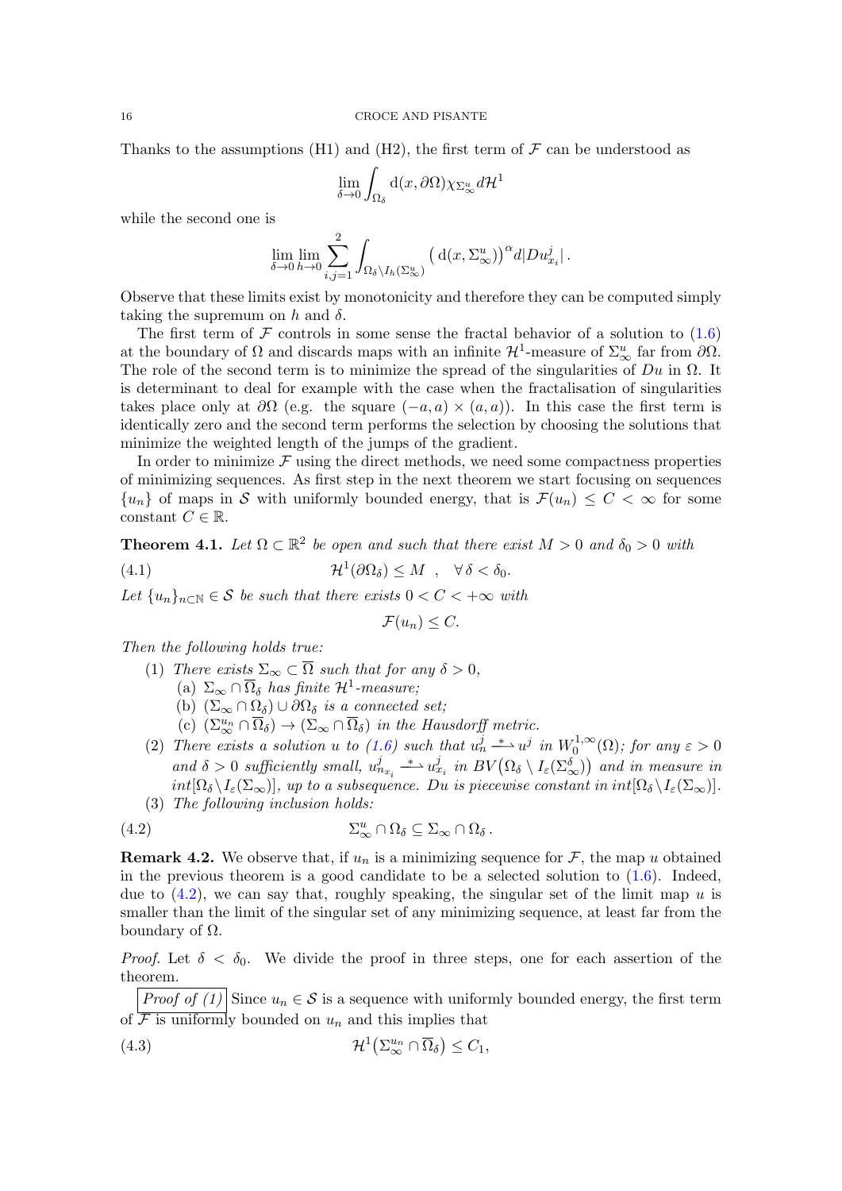Thanks to the assumptions (H1) and (H2), the first term of $\mathcal{F}$ can be understood as

$$\lim_{\delta\to 0}\int_{\Omega_\delta} \mathrm{d}(x,\partial\Omega)\chi_{\Sigma^u_\infty}\, d\mathcal{H}^1$$

while the second one is

$$\lim_{\delta\to 0}\lim_{h\to 0}\sum_{i,j=1}^{2}\int_{\Omega_\delta\setminus I_h(\Sigma^u_\infty)} \big(\mathrm{d}(x,\Sigma^u_\infty)\big)^\alpha d|Du^j_{x_i}|\,.$$

Observe that these limits exist by monotonicity and therefore they can be computed simply taking the supremum on $h$ and $\delta$.

The first term of $\mathcal{F}$ controls in some sense the fractal behavior of a solution to (1.6) at the boundary of $\Omega$ and discards maps with an infinite $\mathcal{H}^1$-measure of $\Sigma^u_\infty$ far from $\partial\Omega$. The role of the second term is to minimize the spread of the singularities of $Du$ in $\Omega$. It is determinant to deal for example with the case when the fractalisation of singularities takes place only at $\partial\Omega$ (e.g. the square $(-a,a)\times(a,a)$). In this case the first term is identically zero and the second term performs the selection by choosing the solutions that minimize the weighted length of the jumps of the gradient.

In order to minimize $\mathcal{F}$ using the direct methods, we need some compactness properties of minimizing sequences. As first step in the next theorem we start focusing on sequences $\{u_n\}$ of maps in $\mathcal{S}$ with uniformly bounded energy, that is $\mathcal{F}(u_n)\le C<\infty$ for some constant $C\in\mathbb{R}$.

**Theorem 4.1.** *Let $\Omega\subset\mathbb{R}^2$ be open and such that there exist $M>0$ and $\delta_0>0$ with*

$$\mathcal{H}^1(\partial\Omega_\delta)\le M \quad,\quad \forall\,\delta<\delta_0. \tag{4.1}$$

*Let $\{u_n\}_{n\subset\mathbb{N}}\in\mathcal{S}$ be such that there exists $0<C<+\infty$ with*

$$\mathcal{F}(u_n)\le C.$$

*Then the following holds true:*

1. *There exists $\Sigma_\infty\subset\overline{\Omega}$ such that for any $\delta>0$,*
   (a) *$\Sigma_\infty\cap\overline{\Omega}_\delta$ has finite $\mathcal{H}^1$-measure;*
   (b) *$(\Sigma_\infty\cap\Omega_\delta)\cup\partial\Omega_\delta$ is a connected set;*
   (c) *$(\Sigma^{u_n}_\infty\cap\overline{\Omega}_\delta)\to(\Sigma_\infty\cap\overline{\Omega}_\delta)$ in the Hausdorff metric.*
2. *There exists a solution $u$ to (1.6) such that $u^j_n \overset{*}{\rightharpoonup} u^j$ in $W^{1,\infty}_0(\Omega)$; for any $\varepsilon>0$ and $\delta>0$ sufficiently small, $u^j_{n_{x_i}} \overset{*}{\rightharpoonup} u^j_{x_i}$ in $BV\big(\Omega_\delta\setminus I_\varepsilon(\Sigma^\delta_\infty)\big)$ and in measure in $int[\Omega_\delta\setminus I_\varepsilon(\Sigma_\infty)]$, up to a subsequence. $Du$ is piecewise constant in $int[\Omega_\delta\setminus I_\varepsilon(\Sigma_\infty)]$.*
3. *The following inclusion holds:*

$$\Sigma^u_\infty\cap\Omega_\delta\subseteq\Sigma_\infty\cap\Omega_\delta\,. \tag{4.2}$$

**Remark 4.2.** We observe that, if $u_n$ is a minimizing sequence for $\mathcal{F}$, the map $u$ obtained in the previous theorem is a good candidate to be a selected solution to (1.6). Indeed, due to (4.2), we can say that, roughly speaking, the singular set of the limit map $u$ is smaller than the limit of the singular set of any minimizing sequence, at least far from the boundary of $\Omega$.

*Proof.* Let $\delta<\delta_0$. We divide the proof in three steps, one for each assertion of the theorem.

*Proof of (1)* Since $u_n\in\mathcal{S}$ is a sequence with uniformly bounded energy, the first term of $\mathcal{F}$ is uniformly bounded on $u_n$ and this implies that

$$\mathcal{H}^1\big(\Sigma^{u_n}_\infty\cap\overline{\Omega}_\delta\big)\le C_1, \tag{4.3}$$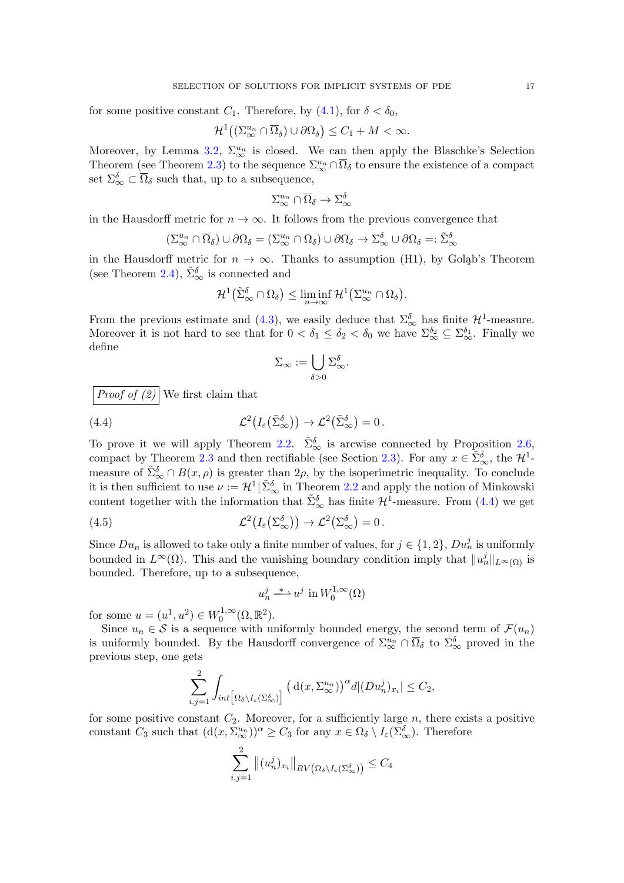for some positive constant $C_1$. Therefore, by (4.1), for $\delta < \delta_0$,

$$\mathcal{H}^1\big((\Sigma_\infty^{u_n} \cap \overline{\Omega}_\delta) \cup \partial\Omega_\delta\big) \leq C_1 + M < \infty.$$

Moreover, by Lemma 3.2, $\Sigma_\infty^{u_n}$ is closed. We can then apply the Blaschke's Selection Theorem (see Theorem 2.3) to the sequence $\Sigma_\infty^{u_n} \cap \overline{\Omega}_\delta$ to ensure the existence of a compact set $\Sigma_\infty^\delta \subset \overline{\Omega}_\delta$ such that, up to a subsequence,

$$\Sigma_\infty^{u_n} \cap \overline{\Omega}_\delta \to \Sigma_\infty^\delta$$

in the Hausdorff metric for $n \to \infty$. It follows from the previous convergence that

$$(\Sigma_\infty^{u_n} \cap \overline{\Omega}_\delta) \cup \partial\Omega_\delta = (\Sigma_\infty^{u_n} \cap \Omega_\delta) \cup \partial\Omega_\delta \to \Sigma_\infty^\delta \cup \partial\Omega_\delta =: \tilde{\Sigma}_\infty^\delta$$

in the Hausdorff metric for $n \to \infty$. Thanks to assumption (H1), by Gołąb's Theorem (see Theorem 2.4), $\tilde{\Sigma}_\infty^\delta$ is connected and

$$\mathcal{H}^1\big(\tilde{\Sigma}_\infty^\delta \cap \Omega_\delta\big) \leq \liminf_{n\to\infty} \mathcal{H}^1\big(\Sigma_\infty^{u_n} \cap \Omega_\delta\big).$$

From the previous estimate and (4.3), we easily deduce that $\Sigma_\infty^\delta$ has finite $\mathcal{H}^1$-measure. Moreover it is not hard to see that for $0 < \delta_1 \leq \delta_2 < \delta_0$ we have $\Sigma_\infty^{\delta_2} \subseteq \Sigma_\infty^{\delta_1}$. Finally we define

$$\Sigma_\infty := \bigcup_{\delta>0} \Sigma_\infty^\delta.$$

*Proof of (2)* We first claim that

$$\mathcal{L}^2\big(I_\varepsilon\big(\tilde{\Sigma}_\infty^\delta\big)\big) \to \mathcal{L}^2\big(\tilde{\Sigma}_\infty^\delta\big) = 0\,. \tag{4.4}$$

To prove it we will apply Theorem 2.2. $\tilde{\Sigma}_\infty^\delta$ is arcwise connected by Proposition 2.6, compact by Theorem 2.3 and then rectifiable (see Section 2.3). For any $x \in \tilde{\Sigma}_\infty^\delta$, the $\mathcal{H}^1$-measure of $\tilde{\Sigma}_\infty^\delta \cap B(x,\rho)$ is greater than $2\rho$, by the isoperimetric inequality. To conclude it is then sufficient to use $\nu := \mathcal{H}^1\lfloor\tilde{\Sigma}_\infty^\delta$ in Theorem 2.2 and apply the notion of Minkowski content together with the information that $\tilde{\Sigma}_\infty^\delta$ has finite $\mathcal{H}^1$-measure. From (4.4) we get

$$\mathcal{L}^2\big(I_\varepsilon\big(\Sigma_\infty^\delta\big)\big) \to \mathcal{L}^2\big(\Sigma_\infty^\delta\big) = 0\,. \tag{4.5}$$

Since $Du_n$ is allowed to take only a finite number of values, for $j \in \{1,2\}$, $Du_n^j$ is uniformly bounded in $L^\infty(\Omega)$. This and the vanishing boundary condition imply that $\|u_n^j\|_{L^\infty(\Omega)}$ is bounded. Therefore, up to a subsequence,

$$u_n^j \overset{*}{\rightharpoonup} u^j \text{ in } W_0^{1,\infty}(\Omega)$$

for some $u = (u^1,u^2) \in W_0^{1,\infty}(\Omega,\mathbb{R}^2)$.

Since $u_n \in \mathcal{S}$ is a sequence with uniformly bounded energy, the second term of $\mathcal{F}(u_n)$ is uniformly bounded. By the Hausdorff convergence of $\Sigma_\infty^{u_n} \cap \overline{\Omega}_\delta$ to $\Sigma_\infty^\delta$ proved in the previous step, one gets

$$\sum_{i,j=1}^{2} \int_{int\left[\Omega_\delta \setminus I_\varepsilon(\Sigma_\infty^\delta)\right]} \big(\mathrm{d}(x,\Sigma_\infty^{u_n})\big)^\alpha d|(Du_n^j)_{x_i}| \leq C_2,$$

for some positive constant $C_2$. Moreover, for a sufficiently large $n$, there exists a positive constant $C_3$ such that $(\mathrm{d}(x,\Sigma_\infty^{u_n}))^\alpha \geq C_3$ for any $x \in \Omega_\delta \setminus I_\varepsilon(\Sigma_\infty^\delta)$. Therefore

$$\sum_{i,j=1}^{2} \big\|(u_n^j)_{x_i}\big\|_{BV\left(\Omega_\delta \setminus I_\varepsilon(\Sigma_\infty^\delta)\right)} \leq C_4$$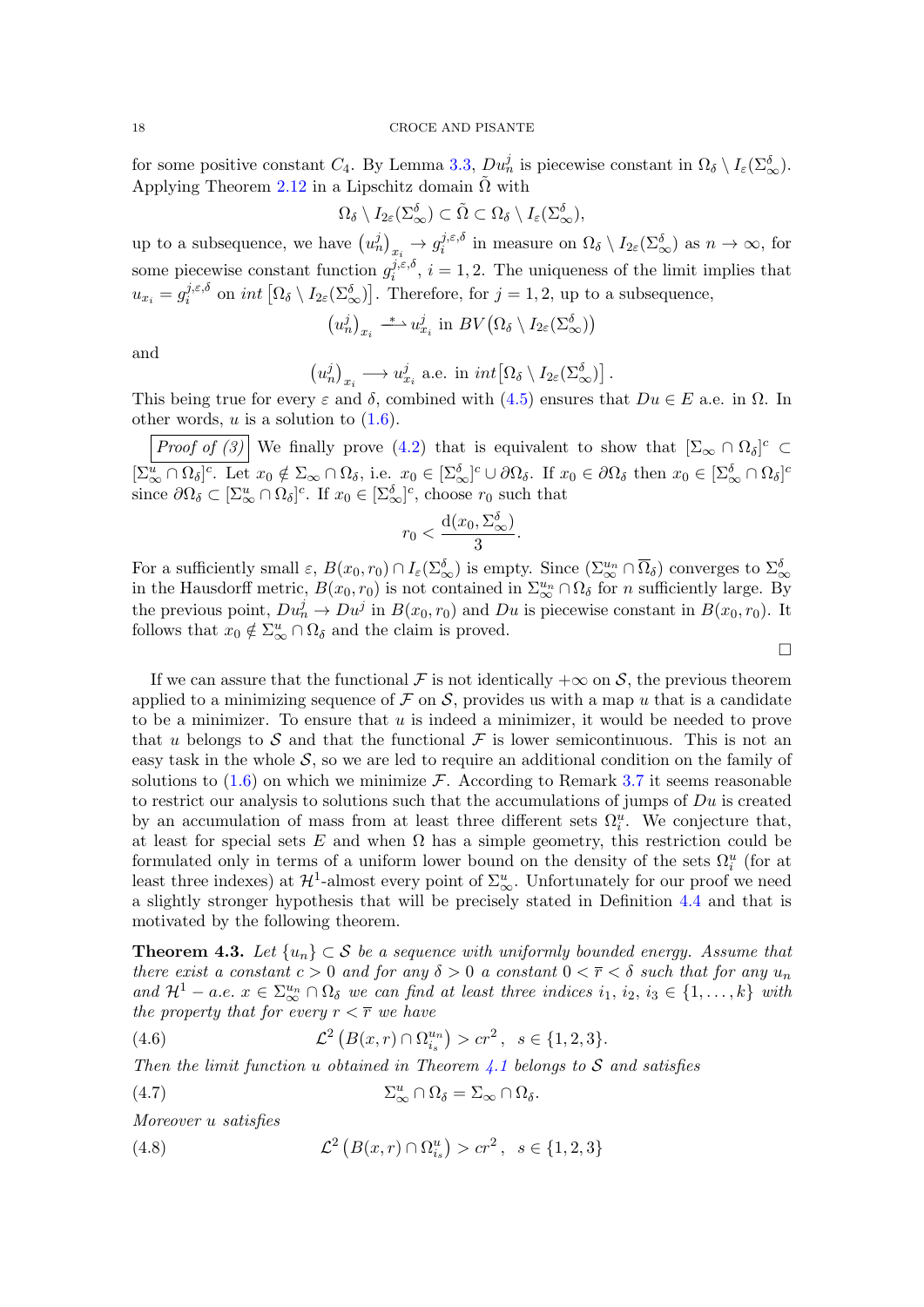for some positive constant $C_4$. By Lemma 3.3, $Du_n^j$ is piecewise constant in $\Omega_\delta \setminus I_\varepsilon(\Sigma_\infty^\delta)$. Applying Theorem 2.12 in a Lipschitz domain $\tilde{\Omega}$ with

$$\Omega_\delta \setminus I_{2\varepsilon}(\Sigma_\infty^\delta) \subset \tilde{\Omega} \subset \Omega_\delta \setminus I_\varepsilon(\Sigma_\infty^\delta),$$

up to a subsequence, we have $\left(u_n^j\right)_{x_i} \to g_i^{j,\varepsilon,\delta}$ in measure on $\Omega_\delta \setminus I_{2\varepsilon}(\Sigma_\infty^\delta)$ as $n \to \infty$, for some piecewise constant function $g_i^{j,\varepsilon,\delta}$, $i = 1, 2$. The uniqueness of the limit implies that $u_{x_i} = g_i^{j,\varepsilon,\delta}$ on $int\left[\Omega_\delta \setminus I_{2\varepsilon}(\Sigma_\infty^\delta)\right]$. Therefore, for $j = 1, 2$, up to a subsequence,

$$\left(u_n^j\right)_{x_i} \overset{*}{\rightharpoonup} u_{x_i}^j \text{ in } BV\big(\Omega_\delta \setminus I_{2\varepsilon}(\Sigma_\infty^\delta)\big)$$

and

$$\left(u_n^j\right)_{x_i} \longrightarrow u_{x_i}^j \text{ a.e. in } int\big[\Omega_\delta \setminus I_{2\varepsilon}(\Sigma_\infty^\delta)\big]\,.$$

This being true for every $\varepsilon$ and $\delta$, combined with (4.5) ensures that $Du \in E$ a.e. in $\Omega$. In other words, $u$ is a solution to (1.6).

*Proof of (3)* We finally prove (4.2) that is equivalent to show that $[\Sigma_\infty \cap \Omega_\delta]^c \subset [\Sigma_\infty^u \cap \Omega_\delta]^c$. Let $x_0 \notin \Sigma_\infty \cap \Omega_\delta$, i.e. $x_0 \in [\Sigma_\infty^\delta]^c \cup \partial\Omega_\delta$. If $x_0 \in \partial\Omega_\delta$ then $x_0 \in [\Sigma_\infty^\delta \cap \Omega_\delta]^c$ since $\partial\Omega_\delta \subset [\Sigma_\infty^u \cap \Omega_\delta]^c$. If $x_0 \in [\Sigma_\infty^\delta]^c$, choose $r_0$ such that

$$r_0 < \frac{\mathrm{d}(x_0, \Sigma_\infty^\delta)}{3}.$$

For a sufficiently small $\varepsilon$, $B(x_0, r_0) \cap I_\varepsilon(\Sigma_\infty^\delta)$ is empty. Since $(\Sigma_\infty^{u_n} \cap \overline{\Omega}_\delta)$ converges to $\Sigma_\infty^\delta$ in the Hausdorff metric, $B(x_0, r_0)$ is not contained in $\Sigma_\infty^{u_n} \cap \Omega_\delta$ for $n$ sufficiently large. By the previous point, $Du_n^j \to Du^j$ in $B(x_0, r_0)$ and $Du$ is piecewise constant in $B(x_0, r_0)$. It follows that $x_0 \notin \Sigma_\infty^u \cap \Omega_\delta$ and the claim is proved.

□

If we can assure that the functional $\mathcal{F}$ is not identically $+\infty$ on $\mathcal{S}$, the previous theorem applied to a minimizing sequence of $\mathcal{F}$ on $\mathcal{S}$, provides us with a map $u$ that is a candidate to be a minimizer. To ensure that $u$ is indeed a minimizer, it would be needed to prove that $u$ belongs to $\mathcal{S}$ and that the functional $\mathcal{F}$ is lower semicontinuous. This is not an easy task in the whole $\mathcal{S}$, so we are led to require an additional condition on the family of solutions to (1.6) on which we minimize $\mathcal{F}$. According to Remark 3.7 it seems reasonable to restrict our analysis to solutions such that the accumulations of jumps of $Du$ is created by an accumulation of mass from at least three different sets $\Omega_i^u$. We conjecture that, at least for special sets $E$ and when $\Omega$ has a simple geometry, this restriction could be formulated only in terms of a uniform lower bound on the density of the sets $\Omega_i^u$ (for at least three indexes) at $\mathcal{H}^1$-almost every point of $\Sigma_\infty^u$. Unfortunately for our proof we need a slightly stronger hypothesis that will be precisely stated in Definition 4.4 and that is motivated by the following theorem.

**Theorem 4.3.** *Let $\{u_n\} \subset \mathcal{S}$ be a sequence with uniformly bounded energy. Assume that there exist a constant $c > 0$ and for any $\delta > 0$ a constant $0 < \overline{r} < \delta$ such that for any $u_n$ and $\mathcal{H}^1 -$ a.e. $x \in \Sigma_\infty^{u_n} \cap \Omega_\delta$ we can find at least three indices $i_1$, $i_2$, $i_3 \in \{1, \ldots, k\}$ with the property that for every $r < \overline{r}$ we have*

$$\mathcal{L}^2\left(B(x, r) \cap \Omega_{i_s}^{u_n}\right) > cr^2\,, \;\; s \in \{1, 2, 3\}. \tag{4.6}$$

*Then the limit function $u$ obtained in Theorem 4.1 belongs to $\mathcal{S}$ and satisfies*

$$\Sigma_\infty^u \cap \Omega_\delta = \Sigma_\infty \cap \Omega_\delta. \tag{4.7}$$

*Moreover $u$ satisfies*

$$\mathcal{L}^2\left(B(x, r) \cap \Omega_{i_s}^{u}\right) > cr^2\,, \;\; s \in \{1, 2, 3\} \tag{4.8}$$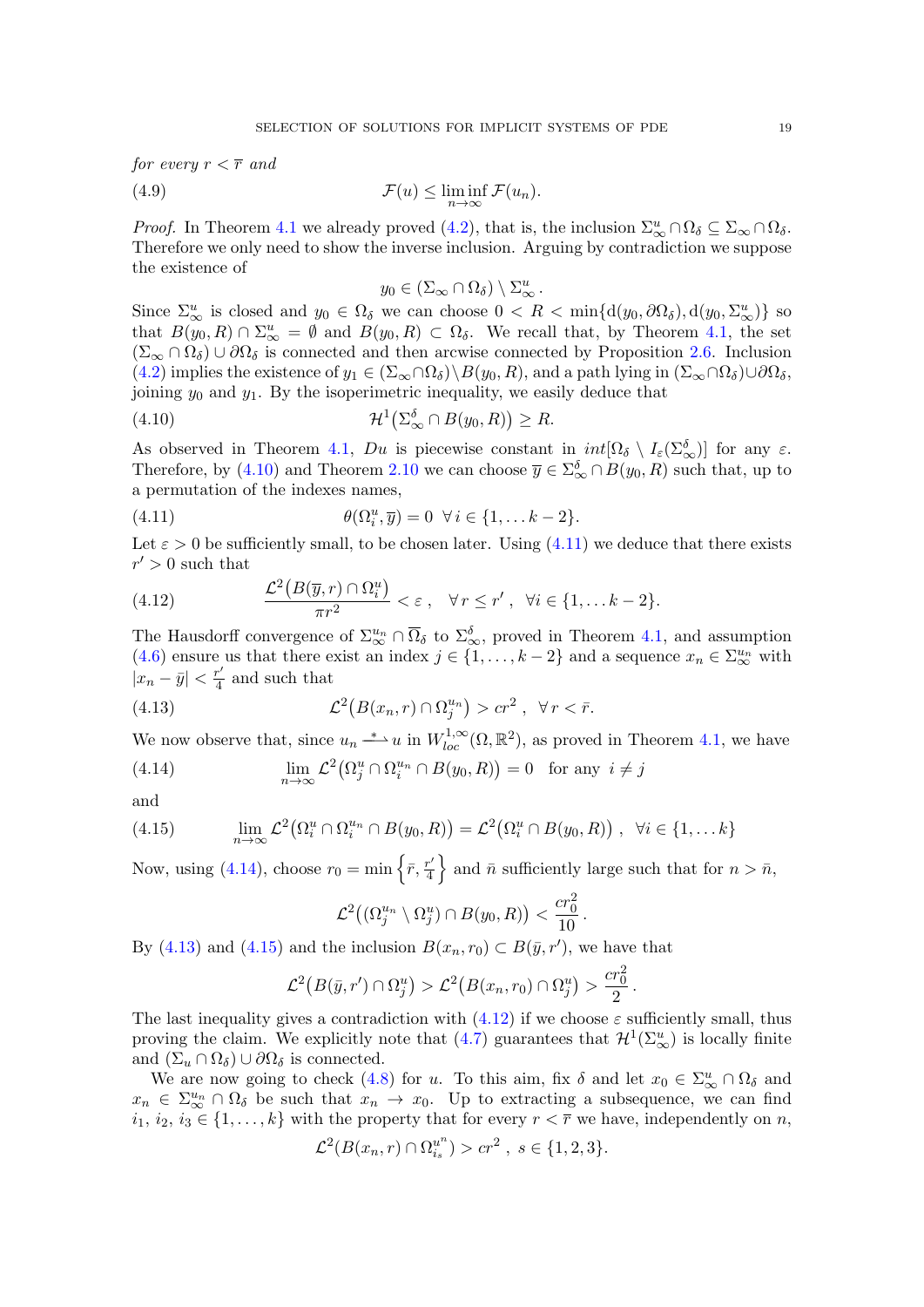*for every* $r < \overline{r}$ *and*

$$\mathcal{F}(u) \leq \liminf_{n\to\infty} \mathcal{F}(u_n). \tag{4.9}$$

*Proof.* In Theorem 4.1 we already proved (4.2), that is, the inclusion $\Sigma^u_\infty \cap \Omega_\delta \subseteq \Sigma_\infty \cap \Omega_\delta$. Therefore we only need to show the inverse inclusion. Arguing by contradiction we suppose the existence of

$$y_0 \in (\Sigma_\infty \cap \Omega_\delta) \setminus \Sigma^u_\infty .$$

Since $\Sigma^u_\infty$ is closed and $y_0 \in \Omega_\delta$ we can choose $0 < R < \min\{\mathrm{d}(y_0, \partial\Omega_\delta), \mathrm{d}(y_0, \Sigma^u_\infty)\}$ so that $B(y_0, R) \cap \Sigma^u_\infty = \emptyset$ and $B(y_0, R) \subset \Omega_\delta$. We recall that, by Theorem 4.1, the set $(\Sigma_\infty \cap \Omega_\delta) \cup \partial\Omega_\delta$ is connected and then arcwise connected by Proposition 2.6. Inclusion (4.2) implies the existence of $y_1 \in (\Sigma_\infty \cap \Omega_\delta) \setminus B(y_0, R)$, and a path lying in $(\Sigma_\infty \cap \Omega_\delta) \cup \partial\Omega_\delta$, joining $y_0$ and $y_1$. By the isoperimetric inequality, we easily deduce that

$$\mathcal{H}^1\big(\Sigma^\delta_\infty \cap B(y_0, R)\big) \geq R. \tag{4.10}$$

As observed in Theorem 4.1, $Du$ is piecewise constant in $int[\Omega_\delta \setminus I_\varepsilon(\Sigma^\delta_\infty)]$ for any $\varepsilon$. Therefore, by (4.10) and Theorem 2.10 we can choose $\overline{y} \in \Sigma^\delta_\infty \cap B(y_0, R)$ such that, up to a permutation of the indexes names,

$$\theta(\Omega^u_i, \overline{y}) = 0 \ \ \forall\, i \in \{1, \ldots k-2\}. \tag{4.11}$$

Let $\varepsilon > 0$ be sufficiently small, to be chosen later. Using (4.11) we deduce that there exists $r' > 0$ such that

$$\frac{\mathcal{L}^2\big(B(\overline{y}, r) \cap \Omega^u_i\big)}{\pi r^2} < \varepsilon\,, \quad \forall\, r \leq r'\,, \ \ \forall i \in \{1, \ldots k-2\}. \tag{4.12}$$

The Hausdorff convergence of $\Sigma^{u_n}_\infty \cap \overline{\Omega}_\delta$ to $\Sigma^\delta_\infty$, proved in Theorem 4.1, and assumption (4.6) ensure us that there exist an index $j \in \{1, \ldots, k-2\}$ and a sequence $x_n \in \Sigma^{u_n}_\infty$ with $|x_n - \bar{y}| < \frac{r'}{4}$ and such that

$$\mathcal{L}^2\big(B(x_n, r) \cap \Omega^{u_n}_j\big) > cr^2\,, \ \ \forall\, r < \bar{r}. \tag{4.13}$$

We now observe that, since $u_n \overset{*}{\rightharpoonup} u$ in $W^{1,\infty}_{loc}(\Omega, \mathbb{R}^2)$, as proved in Theorem 4.1, we have

$$\lim_{n\to\infty} \mathcal{L}^2\big(\Omega^u_j \cap \Omega^{u_n}_i \cap B(y_0, R)\big) = 0 \quad \text{for any} \ \ i \neq j \tag{4.14}$$

and

$$\lim_{n\to\infty} \mathcal{L}^2\big(\Omega^u_i \cap \Omega^{u_n}_i \cap B(y_0, R)\big) = \mathcal{L}^2\big(\Omega^u_i \cap B(y_0, R)\big)\,, \ \ \forall i \in \{1, \ldots k\} \tag{4.15}$$

Now, using (4.14), choose $r_0 = \min\left\{\bar{r}, \frac{r'}{4}\right\}$ and $\bar{n}$ sufficiently large such that for $n > \bar{n}$,

$$\mathcal{L}^2\big((\Omega^{u_n}_j \setminus \Omega^u_j) \cap B(y_0, R)\big) < \frac{cr_0^2}{10}\,.$$

By (4.13) and (4.15) and the inclusion $B(x_n, r_0) \subset B(\bar{y}, r')$, we have that

$$\mathcal{L}^2\big(B(\bar{y}, r') \cap \Omega^u_j\big) > \mathcal{L}^2\big(B(x_n, r_0) \cap \Omega^u_j\big) > \frac{cr_0^2}{2}\,.$$

The last inequality gives a contradiction with (4.12) if we choose $\varepsilon$ sufficiently small, thus proving the claim. We explicitly note that (4.7) guarantees that $\mathcal{H}^1(\Sigma^u_\infty)$ is locally finite and $(\Sigma_u \cap \Omega_\delta) \cup \partial\Omega_\delta$ is connected.

We are now going to check (4.8) for $u$. To this aim, fix $\delta$ and let $x_0 \in \Sigma^u_\infty \cap \Omega_\delta$ and $x_n \in \Sigma^{u_n}_\infty \cap \Omega_\delta$ be such that $x_n \to x_0$. Up to extracting a subsequence, we can find $i_1$, $i_2$, $i_3 \in \{1, \ldots, k\}$ with the property that for every $r < \overline{r}$ we have, independently on $n$,

$$\mathcal{L}^2(B(x_n, r) \cap \Omega^{u^n}_{i_s}) > cr^2\,, \ s \in \{1, 2, 3\}.$$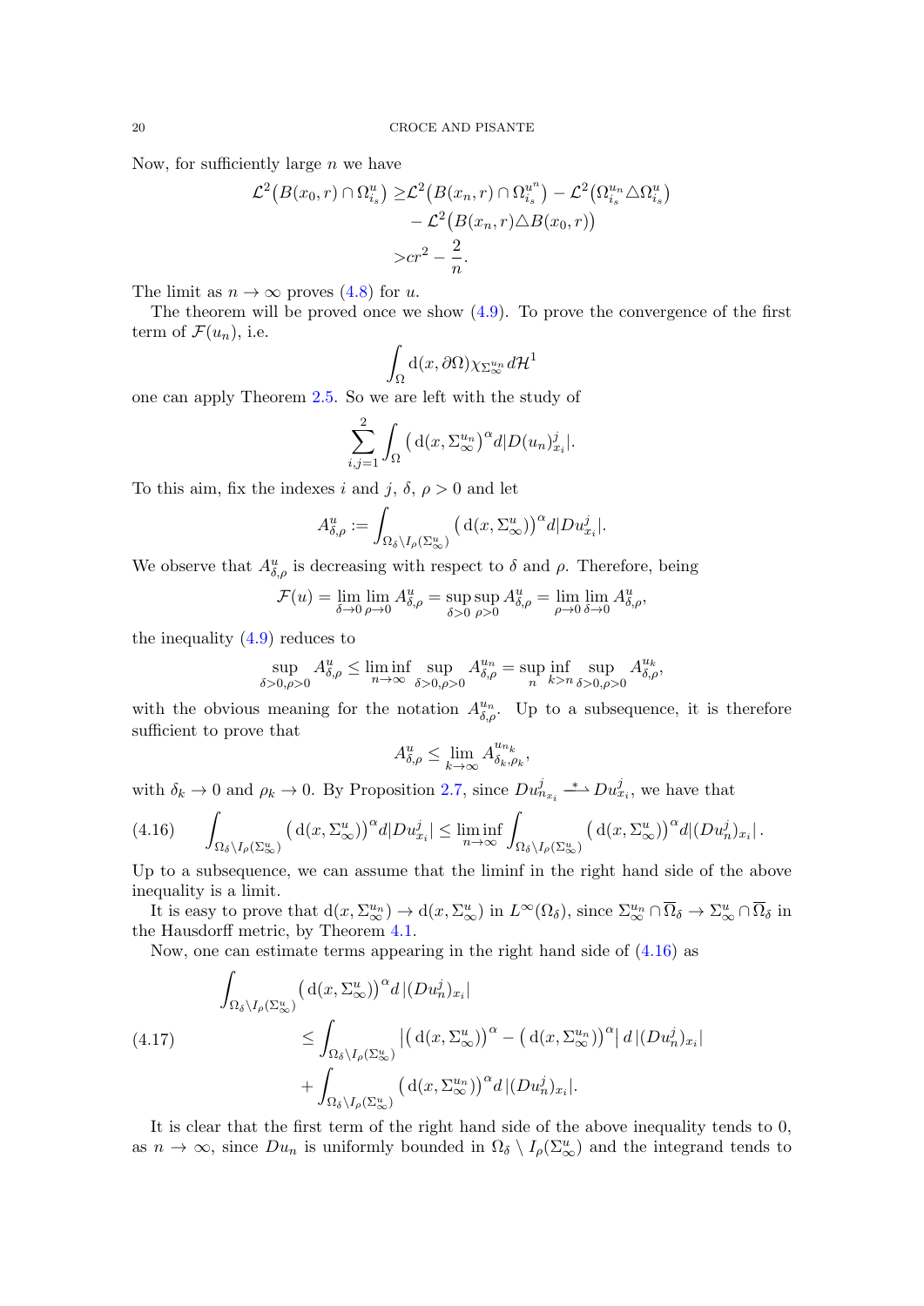Now, for sufficiently large $n$ we have

$$\begin{aligned}\mathcal{L}^2\big(B(x_0,r)\cap\Omega^u_{i_s}\big) \geq & \mathcal{L}^2\big(B(x_n,r)\cap\Omega^{u^n}_{i_s}\big) - \mathcal{L}^2\big(\Omega^{u_n}_{i_s}\triangle\Omega^u_{i_s}\big)\\ & - \mathcal{L}^2\big(B(x_n,r)\triangle B(x_0,r)\big)\\ > & cr^2 - \frac{2}{n}.\end{aligned}$$

The limit as $n\to\infty$ proves (4.8) for $u$.

The theorem will be proved once we show (4.9). To prove the convergence of the first term of $\mathcal{F}(u_n)$, i.e.

$$\int_\Omega \mathrm{d}(x,\partial\Omega)\chi_{\Sigma^{u_n}_\infty}d\mathcal{H}^1$$

one can apply Theorem 2.5. So we are left with the study of

$$\sum_{i,j=1}^{2}\int_\Omega \big(\mathrm{d}(x,\Sigma^{u_n}_\infty)\big)^\alpha d|D(u_n)^j_{x_i}|.$$

To this aim, fix the indexes $i$ and $j$, $\delta$, $\rho>0$ and let

$$A^u_{\delta,\rho} := \int_{\Omega_\delta\setminus I_\rho(\Sigma^u_\infty)}\big(\mathrm{d}(x,\Sigma^u_\infty)\big)^\alpha d|Du^j_{x_i}|.$$

We observe that $A^u_{\delta,\rho}$ is decreasing with respect to $\delta$ and $\rho$. Therefore, being

$$\mathcal{F}(u)=\lim_{\delta\to0}\lim_{\rho\to0}A^u_{\delta,\rho}=\sup_{\delta>0}\sup_{\rho>0}A^u_{\delta,\rho}=\lim_{\rho\to0}\lim_{\delta\to0}A^u_{\delta,\rho},$$

the inequality (4.9) reduces to

$$\sup_{\delta>0,\rho>0}A^u_{\delta,\rho}\leq\liminf_{n\to\infty}\sup_{\delta>0,\rho>0}A^{u_n}_{\delta,\rho}=\sup_n\inf_{k>n}\sup_{\delta>0,\rho>0}A^{u_k}_{\delta,\rho},$$

with the obvious meaning for the notation $A^{u_n}_{\delta,\rho}$. Up to a subsequence, it is therefore sufficient to prove that

$$A^u_{\delta,\rho}\leq\lim_{k\to\infty}A^{u_{n_k}}_{\delta_k,\rho_k},$$

with $\delta_k\to0$ and $\rho_k\to0$. By Proposition 2.7, since $Du^j_{n_{x_i}}\overset{*}{\rightharpoonup}Du^j_{x_i}$, we have that

$$\int_{\Omega_\delta\setminus I_\rho(\Sigma^u_\infty)}\big(\mathrm{d}(x,\Sigma^u_\infty)\big)^\alpha d|Du^j_{x_i}|\leq\liminf_{n\to\infty}\int_{\Omega_\delta\setminus I_\rho(\Sigma^u_\infty)}\big(\mathrm{d}(x,\Sigma^u_\infty)\big)^\alpha d|(Du^j_n)_{x_i}|\,. \tag{4.16}$$

Up to a subsequence, we can assume that the liminf in the right hand side of the above inequality is a limit.

It is easy to prove that $\mathrm{d}(x,\Sigma^{u_n}_\infty)\to\mathrm{d}(x,\Sigma^u_\infty)$ in $L^\infty(\Omega_\delta)$, since $\Sigma^{u_n}_\infty\cap\overline{\Omega}_\delta\to\Sigma^u_\infty\cap\overline{\Omega}_\delta$ in the Hausdorff metric, by Theorem 4.1.

Now, one can estimate terms appearing in the right hand side of (4.16) as

$$\begin{aligned}&\int_{\Omega_\delta\setminus I_\rho(\Sigma^u_\infty)}\big(\mathrm{d}(x,\Sigma^u_\infty)\big)^\alpha d\,|(Du^j_n)_{x_i}|\\ &\qquad\leq\int_{\Omega_\delta\setminus I_\rho(\Sigma^u_\infty)}\big|\big(\mathrm{d}(x,\Sigma^u_\infty)\big)^\alpha-\big(\mathrm{d}(x,\Sigma^{u_n}_\infty)\big)^\alpha\big|\,d\,|(Du^j_n)_{x_i}|\\ &\qquad\quad+\int_{\Omega_\delta\setminus I_\rho(\Sigma^u_\infty)}\big(\mathrm{d}(x,\Sigma^{u_n}_\infty)\big)^\alpha d\,|(Du^j_n)_{x_i}|.\end{aligned} \tag{4.17}$$

It is clear that the first term of the right hand side of the above inequality tends to 0, as $n\to\infty$, since $Du_n$ is uniformly bounded in $\Omega_\delta\setminus I_\rho(\Sigma^u_\infty)$ and the integrand tends to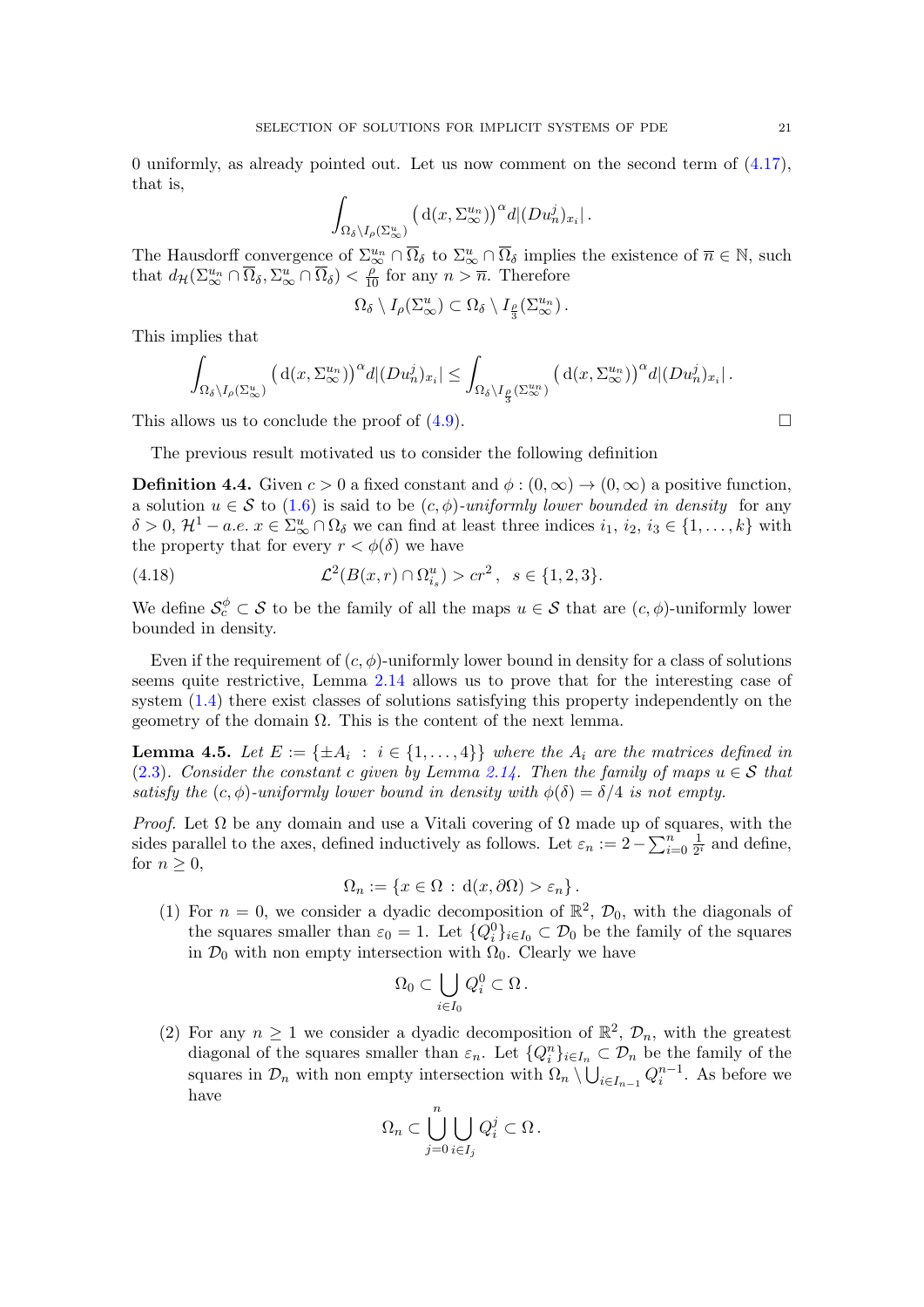0 uniformly, as already pointed out. Let us now comment on the second term of (4.17), that is,

$$\int_{\Omega_\delta \setminus I_\rho(\Sigma^u_\infty)} \big(\mathrm{d}(x, \Sigma^{u_n}_\infty)\big)^\alpha d|(Du^j_n)_{x_i}|\,.$$

The Hausdorff convergence of $\Sigma^{u_n}_\infty \cap \overline{\Omega}_\delta$ to $\Sigma^u_\infty \cap \overline{\Omega}_\delta$ implies the existence of $\overline{n} \in \mathbb{N}$, such that $d_{\mathcal{H}}(\Sigma^{u_n}_\infty \cap \overline{\Omega}_\delta, \Sigma^u_\infty \cap \overline{\Omega}_\delta) < \frac{\rho}{10}$ for any $n > \overline{n}$. Therefore

$$\Omega_\delta \setminus I_\rho(\Sigma^u_\infty) \subset \Omega_\delta \setminus I_{\frac{\rho}{3}}(\Sigma^{u_n}_\infty)\,.$$

This implies that

$$\int_{\Omega_\delta \setminus I_\rho(\Sigma^u_\infty)} \big(\mathrm{d}(x, \Sigma^{u_n}_\infty)\big)^\alpha d|(Du^j_n)_{x_i}| \leq \int_{\Omega_\delta \setminus I_{\frac{\rho}{3}}(\Sigma^{u_n}_\infty)} \big(\mathrm{d}(x, \Sigma^{u_n}_\infty)\big)^\alpha d|(Du^j_n)_{x_i}|\,.$$

This allows us to conclude the proof of (4.9). $\square$

The previous result motivated us to consider the following definition

**Definition 4.4.** Given $c > 0$ a fixed constant and $\phi : (0, \infty) \to (0, \infty)$ a positive function, a solution $u \in \mathcal{S}$ to (1.6) is said to be *$(c, \phi)$-uniformly lower bounded in density* for any $\delta > 0$, $\mathcal{H}^1 - a.e.$ $x \in \Sigma^u_\infty \cap \Omega_\delta$ we can find at least three indices $i_1$, $i_2$, $i_3 \in \{1, \dots, k\}$ with the property that for every $r < \phi(\delta)$ we have

$$\mathcal{L}^2(B(x, r) \cap \Omega^u_{i_s}) > cr^2\,, \quad s \in \{1, 2, 3\}. \tag{4.18}$$

We define $\mathcal{S}^\phi_c \subset \mathcal{S}$ to be the family of all the maps $u \in \mathcal{S}$ that are $(c, \phi)$-uniformly lower bounded in density.

Even if the requirement of $(c, \phi)$-uniformly lower bound in density for a class of solutions seems quite restrictive, Lemma 2.14 allows us to prove that for the interesting case of system (1.4) there exist classes of solutions satisfying this property independently on the geometry of the domain $\Omega$. This is the content of the next lemma.

**Lemma 4.5.** *Let $E := \{\pm A_i \,:\, i \in \{1, \dots, 4\}\}$ where the $A_i$ are the matrices defined in (2.3). Consider the constant $c$ given by Lemma 2.14. Then the family of maps $u \in \mathcal{S}$ that satisfy the $(c, \phi)$-uniformly lower bound in density with $\phi(\delta) = \delta/4$ is not empty.*

*Proof.* Let $\Omega$ be any domain and use a Vitali covering of $\Omega$ made up of squares, with the sides parallel to the axes, defined inductively as follows. Let $\varepsilon_n := 2 - \sum_{i=0}^n \frac{1}{2^i}$ and define, for $n \geq 0$,

$$\Omega_n := \{x \in \Omega \,:\, \mathrm{d}(x, \partial\Omega) > \varepsilon_n\}\,.$$

(1) For $n = 0$, we consider a dyadic decomposition of $\mathbb{R}^2$, $\mathcal{D}_0$, with the diagonals of the squares smaller than $\varepsilon_0 = 1$. Let $\{Q^0_i\}_{i \in I_0} \subset \mathcal{D}_0$ be the family of the squares in $\mathcal{D}_0$ with non empty intersection with $\Omega_0$. Clearly we have

$$\Omega_0 \subset \bigcup_{i \in I_0} Q^0_i \subset \Omega\,.$$

(2) For any $n \geq 1$ we consider a dyadic decomposition of $\mathbb{R}^2$, $\mathcal{D}_n$, with the greatest diagonal of the squares smaller than $\varepsilon_n$. Let $\{Q^n_i\}_{i \in I_n} \subset \mathcal{D}_n$ be the family of the squares in $\mathcal{D}_n$ with non empty intersection with $\Omega_n \setminus \bigcup_{i \in I_{n-1}} Q^{n-1}_i$. As before we have

$$\Omega_n \subset \bigcup_{j=0}^n \bigcup_{i \in I_j} Q^j_i \subset \Omega\,.$$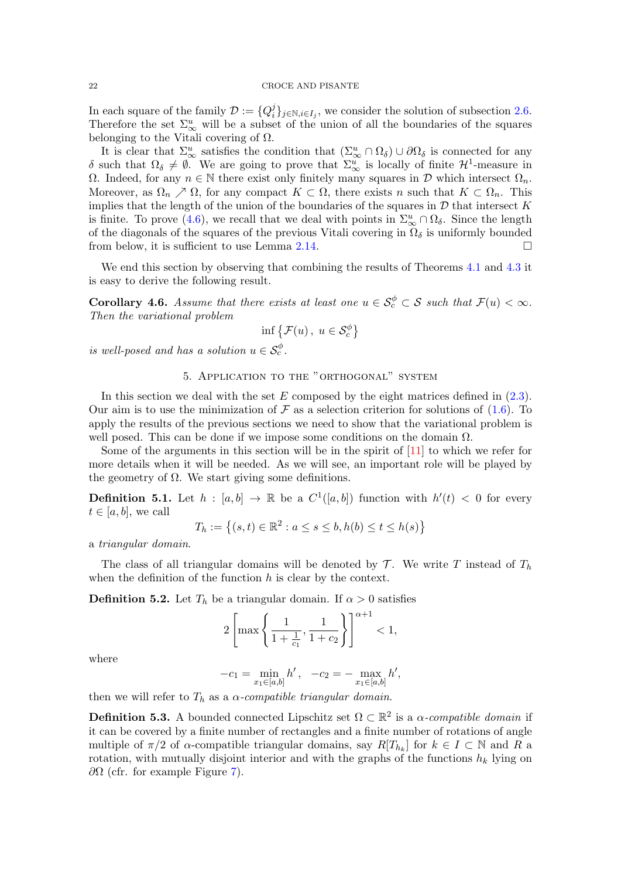In each square of the family $\mathcal{D} := \{Q_i^j\}_{j\in\mathbb{N}, i\in I_j}$, we consider the solution of subsection 2.6. Therefore the set $\Sigma_\infty^u$ will be a subset of the union of all the boundaries of the squares belonging to the Vitali covering of $\Omega$.

It is clear that $\Sigma_\infty^u$ satisfies the condition that $(\Sigma_\infty^u \cap \Omega_\delta) \cup \partial\Omega_\delta$ is connected for any $\delta$ such that $\Omega_\delta \neq \emptyset$. We are going to prove that $\Sigma_\infty^u$ is locally of finite $\mathcal{H}^1$-measure in $\Omega$. Indeed, for any $n \in \mathbb{N}$ there exist only finitely many squares in $\mathcal{D}$ which intersect $\Omega_n$. Moreover, as $\Omega_n \nearrow \Omega$, for any compact $K \subset \Omega$, there exists $n$ such that $K \subset \Omega_n$. This implies that the length of the union of the boundaries of the squares in $\mathcal{D}$ that intersect $K$ is finite. To prove (4.6), we recall that we deal with points in $\Sigma_\infty^u \cap \Omega_\delta$. Since the length of the diagonals of the squares of the previous Vitali covering in $\Omega_\delta$ is uniformly bounded from below, it is sufficient to use Lemma 2.14. $\square$

We end this section by observing that combining the results of Theorems 4.1 and 4.3 it is easy to derive the following result.

**Corollary 4.6.** *Assume that there exists at least one $u \in \mathcal{S}_c^\phi \subset \mathcal{S}$ such that $\mathcal{F}(u) < \infty$. Then the variational problem*

$$\inf\left\{\mathcal{F}(u)\,,\ u \in \mathcal{S}_c^\phi\right\}$$

*is well-posed and has a solution $u \in \mathcal{S}_c^\phi$.*

## 5. Application to the "orthogonal" system

In this section we deal with the set $E$ composed by the eight matrices defined in (2.3). Our aim is to use the minimization of $\mathcal{F}$ as a selection criterion for solutions of (1.6). To apply the results of the previous sections we need to show that the variational problem is well posed. This can be done if we impose some conditions on the domain $\Omega$.

Some of the arguments in this section will be in the spirit of [11] to which we refer for more details when it will be needed. As we will see, an important role will be played by the geometry of $\Omega$. We start giving some definitions.

**Definition 5.1.** Let $h : [a,b] \to \mathbb{R}$ be a $C^1([a,b])$ function with $h'(t) < 0$ for every $t \in [a,b]$, we call

$$T_h := \left\{(s,t) \in \mathbb{R}^2 : a \leq s \leq b, h(b) \leq t \leq h(s)\right\}$$

a *triangular domain*.

The class of all triangular domains will be denoted by $\mathcal{T}$. We write $T$ instead of $T_h$ when the definition of the function $h$ is clear by the context.

**Definition 5.2.** Let $T_h$ be a triangular domain. If $\alpha > 0$ satisfies

$$2\left[\max\left\{\frac{1}{1+\frac{1}{c_1}}, \frac{1}{1+c_2}\right\}\right]^{\alpha+1} < 1,$$

where

$$-c_1 = \min_{x_1\in[a,b]} h'\,, \quad -c_2 = -\max_{x_1\in[a,b]} h',$$

then we will refer to $T_h$ as a *$\alpha$-compatible triangular domain*.

**Definition 5.3.** A bounded connected Lipschitz set $\Omega \subset \mathbb{R}^2$ is a *$\alpha$-compatible domain* if it can be covered by a finite number of rectangles and a finite number of rotations of angle multiple of $\pi/2$ of $\alpha$-compatible triangular domains, say $R[T_{h_k}]$ for $k \in I \subset \mathbb{N}$ and $R$ a rotation, with mutually disjoint interior and with the graphs of the functions $h_k$ lying on $\partial\Omega$ (cfr. for example Figure 7).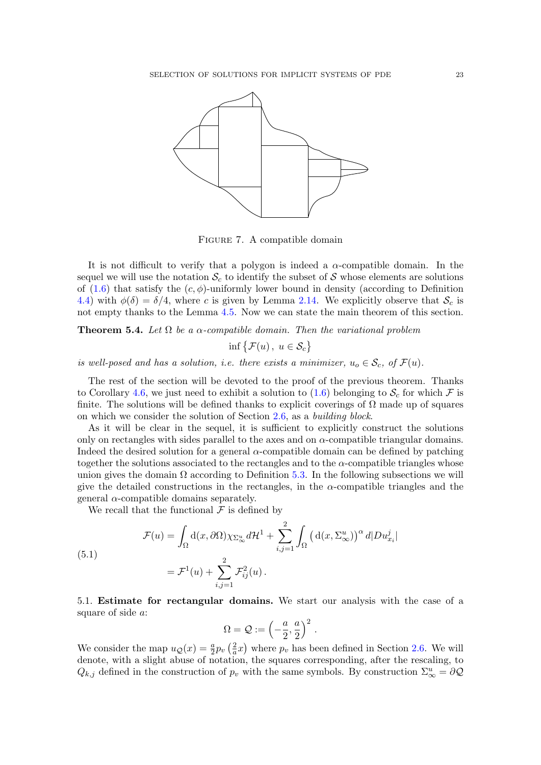Figure 7. A compatible domain

It is not difficult to verify that a polygon is indeed a $\alpha$-compatible domain. In the sequel we will use the notation $\mathcal{S}_c$ to identify the subset of $\mathcal{S}$ whose elements are solutions of (1.6) that satisfy the $(c, \phi)$-uniformly lower bound in density (according to Definition 4.4) with $\phi(\delta) = \delta/4$, where $c$ is given by Lemma 2.14. We explicitly observe that $\mathcal{S}_c$ is not empty thanks to the Lemma 4.5. Now we can state the main theorem of this section.

**Theorem 5.4.** *Let $\Omega$ be a $\alpha$-compatible domain. Then the variational problem*

$$\inf\left\{\mathcal{F}(u)\,,\ u \in \mathcal{S}_c\right\}$$

*is well-posed and has a solution, i.e. there exists a minimizer, $u_o \in \mathcal{S}_c$, of $\mathcal{F}(u)$.*

The rest of the section will be devoted to the proof of the previous theorem. Thanks to Corollary 4.6, we just need to exhibit a solution to (1.6) belonging to $\mathcal{S}_c$ for which $\mathcal{F}$ is finite. The solutions will be defined thanks to explicit coverings of $\Omega$ made up of squares on which we consider the solution of Section 2.6, as a *building block*.

As it will be clear in the sequel, it is sufficient to explicitly construct the solutions only on rectangles with sides parallel to the axes and on $\alpha$-compatible triangular domains. Indeed the desired solution for a general $\alpha$-compatible domain can be defined by patching together the solutions associated to the rectangles and to the $\alpha$-compatible triangles whose union gives the domain $\Omega$ according to Definition 5.3. In the following subsections we will give the detailed constructions in the rectangles, in the $\alpha$-compatible triangles and the general $\alpha$-compatible domains separately.

We recall that the functional $\mathcal{F}$ is defined by

$$\begin{aligned}
\mathcal{F}(u) &= \int_\Omega \mathrm{d}(x, \partial\Omega)\chi_{\Sigma^u_\infty}\, d\mathcal{H}^1 + \sum_{i,j=1}^{2} \int_\Omega \big(\,\mathrm{d}(x, \Sigma^u_\infty)\big)^\alpha\, d|Du^j_{x_i}| \\
&= \mathcal{F}^1(u) + \sum_{i,j=1}^{2} \mathcal{F}^2_{ij}(u)\,.
\end{aligned} \tag{5.1}$$

5.1. **Estimate for rectangular domains.** We start our analysis with the case of a square of side $a$:

$$\Omega = \mathcal{Q} := \left(-\frac{a}{2}, \frac{a}{2}\right)^2 .$$

We consider the map $u_\mathcal{Q}(x) = \frac{a}{2} p_v\left(\frac{2}{a}x\right)$ where $p_v$ has been defined in Section 2.6. We will denote, with a slight abuse of notation, the squares corresponding, after the rescaling, to $Q_{k,j}$ defined in the construction of $p_v$ with the same symbols. By construction $\Sigma^u_\infty = \partial\mathcal{Q}$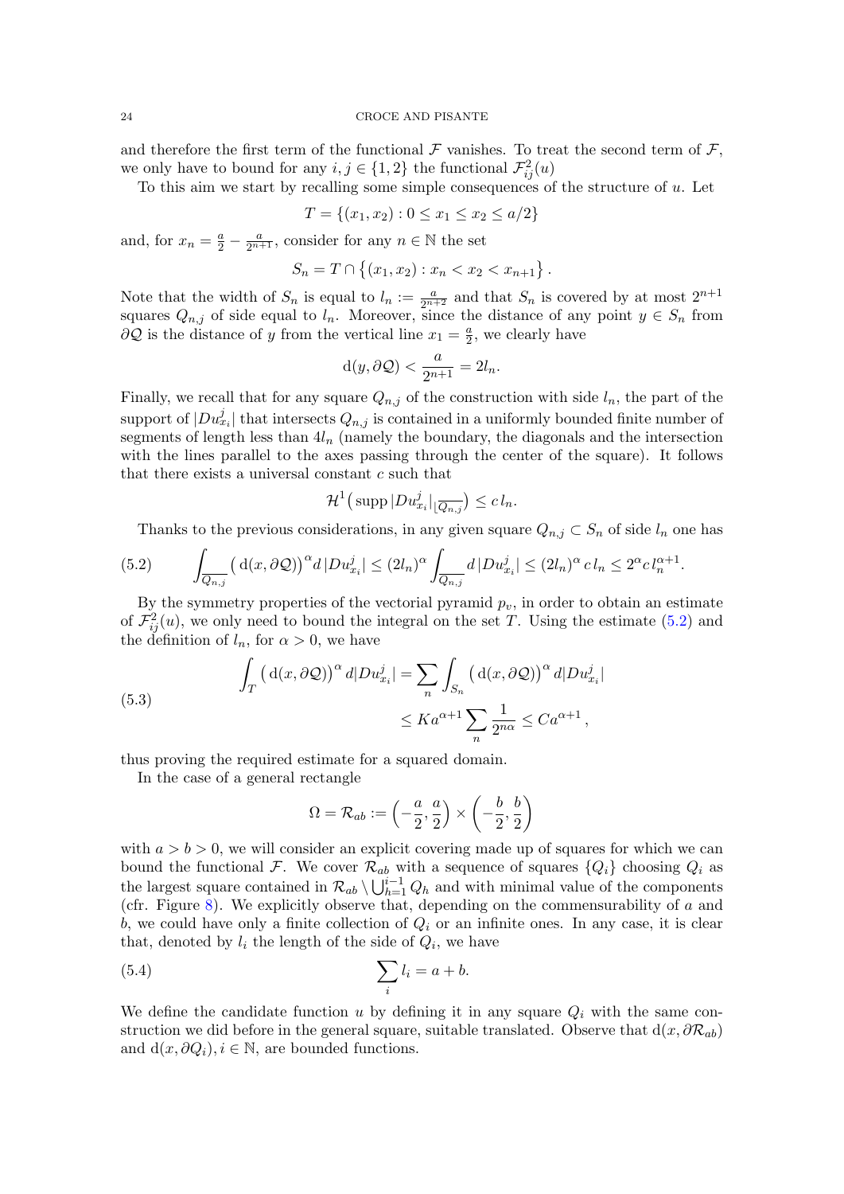and therefore the first term of the functional $\mathcal{F}$ vanishes. To treat the second term of $\mathcal{F}$, we only have to bound for any $i, j \in \{1, 2\}$ the functional $\mathcal{F}^2_{ij}(u)$

To this aim we start by recalling some simple consequences of the structure of $u$. Let

$$T = \{(x_1, x_2) : 0 \le x_1 \le x_2 \le a/2\}$$

and, for $x_n = \frac{a}{2} - \frac{a}{2^{n+1}}$, consider for any $n \in \mathbb{N}$ the set

$$S_n = T \cap \left\{(x_1, x_2) : x_n < x_2 < x_{n+1}\right\}.$$

Note that the width of $S_n$ is equal to $l_n := \frac{a}{2^{n+2}}$ and that $S_n$ is covered by at most $2^{n+1}$ squares $Q_{n,j}$ of side equal to $l_n$. Moreover, since the distance of any point $y \in S_n$ from $\partial\mathcal{Q}$ is the distance of $y$ from the vertical line $x_1 = \frac{a}{2}$, we clearly have

$$\mathrm{d}(y, \partial\mathcal{Q}) < \frac{a}{2^{n+1}} = 2l_n.$$

Finally, we recall that for any square $Q_{n,j}$ of the construction with side $l_n$, the part of the support of $|Du^j_{x_i}|$ that intersects $Q_{n,j}$ is contained in a uniformly bounded finite number of segments of length less than $4l_n$ (namely the boundary, the diagonals and the intersection with the lines parallel to the axes passing through the center of the square). It follows that there exists a universal constant $c$ such that

$$\mathcal{H}^1\big(\operatorname{supp}|Du^j_{x_i}|_{\lfloor\overline{Q_{n,j}}}\big) \le c\, l_n.$$

Thanks to the previous considerations, in any given square $Q_{n,j} \subset S_n$ of side $l_n$ one has

$$\int_{\overline{Q_{n,j}}} \big(\mathrm{d}(x, \partial\mathcal{Q})\big)^{\alpha} d\,|Du^j_{x_i}| \le (2l_n)^{\alpha} \int_{\overline{Q_{n,j}}} d\,|Du^j_{x_i}| \le (2l_n)^{\alpha}\, c\, l_n \le 2^{\alpha} c\, l_n^{\alpha+1}. \tag{5.2}$$

By the symmetry properties of the vectorial pyramid $p_v$, in order to obtain an estimate of $\mathcal{F}^2_{ij}(u)$, we only need to bound the integral on the set $T$. Using the estimate (5.2) and the definition of $l_n$, for $\alpha > 0$, we have

$$\begin{aligned}\int_T \big(\mathrm{d}(x, \partial\mathcal{Q})\big)^{\alpha} d|Du^j_{x_i}| &= \sum_n \int_{S_n} \big(\mathrm{d}(x, \partial\mathcal{Q})\big)^{\alpha} d|Du^j_{x_i}| \\ &\le K a^{\alpha+1} \sum_n \frac{1}{2^{n\alpha}} \le C a^{\alpha+1},\end{aligned} \tag{5.3}$$

thus proving the required estimate for a squared domain.

In the case of a general rectangle

$$\Omega = \mathcal{R}_{ab} := \Big(-\frac{a}{2}, \frac{a}{2}\Big) \times \left(-\frac{b}{2}, \frac{b}{2}\right)$$

with $a > b > 0$, we will consider an explicit covering made up of squares for which we can bound the functional $\mathcal{F}$. We cover $\mathcal{R}_{ab}$ with a sequence of squares $\{Q_i\}$ choosing $Q_i$ as the largest square contained in $\mathcal{R}_{ab} \setminus \bigcup_{h=1}^{i-1} Q_h$ and with minimal value of the components (cfr. Figure 8). We explicitly observe that, depending on the commensurability of $a$ and $b$, we could have only a finite collection of $Q_i$ or an infinite ones. In any case, it is clear that, denoted by $l_i$ the length of the side of $Q_i$, we have

$$\sum_i l_i = a + b. \tag{5.4}$$

We define the candidate function $u$ by defining it in any square $Q_i$ with the same construction we did before in the general square, suitable translated. Observe that $\mathrm{d}(x, \partial\mathcal{R}_{ab})$ and $\mathrm{d}(x, \partial Q_i), i \in \mathbb{N}$, are bounded functions.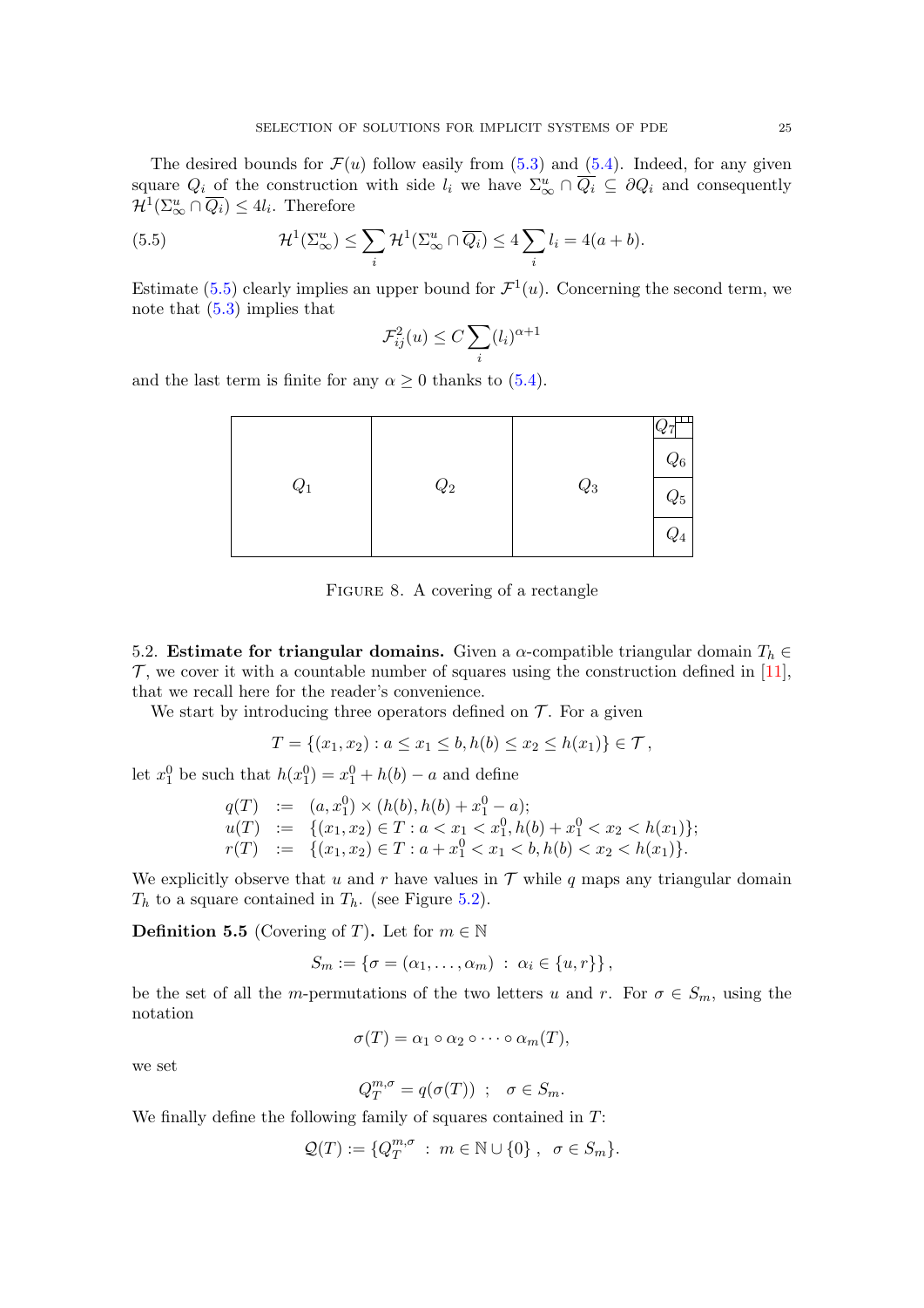The desired bounds for $\mathcal{F}(u)$ follow easily from (5.3) and (5.4). Indeed, for any given square $Q_i$ of the construction with side $l_i$ we have $\Sigma_\infty^u \cap \overline{Q_i} \subseteq \partial Q_i$ and consequently $\mathcal{H}^1(\Sigma_\infty^u \cap \overline{Q_i}) \leq 4l_i$. Therefore

$$\mathcal{H}^1(\Sigma_\infty^u) \leq \sum_i \mathcal{H}^1(\Sigma_\infty^u \cap \overline{Q_i}) \leq 4\sum_i l_i = 4(a+b). \tag{5.5}$$

Estimate (5.5) clearly implies an upper bound for $\mathcal{F}^1(u)$. Concerning the second term, we note that (5.3) implies that

$$\mathcal{F}_{ij}^2(u) \leq C\sum_i (l_i)^{\alpha+1}$$

and the last term is finite for any $\alpha \geq 0$ thanks to (5.4).

FIGURE 8. A covering of a rectangle

5.2. **Estimate for triangular domains.** Given a $\alpha$-compatible triangular domain $T_h \in \mathcal{T}$, we cover it with a countable number of squares using the construction defined in [11], that we recall here for the reader's convenience.

We start by introducing three operators defined on $\mathcal{T}$. For a given

$$T = \{(x_1, x_2) : a \leq x_1 \leq b, h(b) \leq x_2 \leq h(x_1)\} \in \mathcal{T},$$

let $x_1^0$ be such that $h(x_1^0) = x_1^0 + h(b) - a$ and define

$$\begin{aligned}
q(T) &:= (a, x_1^0) \times (h(b), h(b) + x_1^0 - a);\\
u(T) &:= \{(x_1, x_2) \in T : a < x_1 < x_1^0, h(b) + x_1^0 < x_2 < h(x_1)\};\\
r(T) &:= \{(x_1, x_2) \in T : a + x_1^0 < x_1 < b, h(b) < x_2 < h(x_1)\}.
\end{aligned}$$

We explicitly observe that $u$ and $r$ have values in $\mathcal{T}$ while $q$ maps any triangular domain $T_h$ to a square contained in $T_h$. (see Figure 5.2).

**Definition 5.5** (Covering of $T$)**.** Let for $m \in \mathbb{N}$

$$S_m := \{\sigma = (\alpha_1, \ldots, \alpha_m) \ : \ \alpha_i \in \{u, r\}\},$$

be the set of all the $m$-permutations of the two letters $u$ and $r$. For $\sigma \in S_m$, using the notation

$$\sigma(T) = \alpha_1 \circ \alpha_2 \circ \cdots \circ \alpha_m(T),$$

we set

$$Q_T^{m,\sigma} = q(\sigma(T)) \ \ ; \ \ \sigma \in S_m.$$

We finally define the following family of squares contained in $T$:

$$\mathcal{Q}(T) := \{Q_T^{m,\sigma} \ : \ m \in \mathbb{N} \cup \{0\}\,, \ \ \sigma \in S_m\}.$$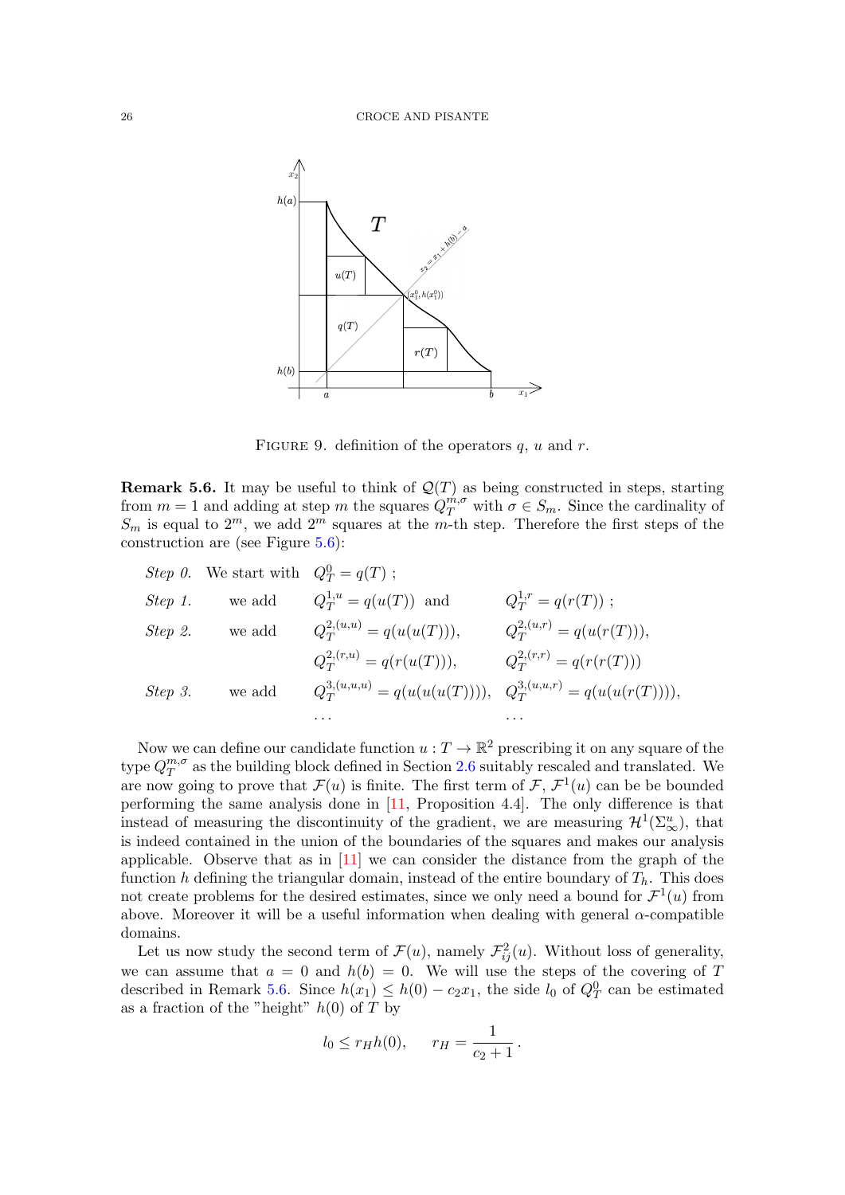FIGURE 9. definition of the operators $q$, $u$ and $r$.

**Remark 5.6.** It may be useful to think of $\mathcal{Q}(T)$ as being constructed in steps, starting from $m = 1$ and adding at step $m$ the squares $Q_T^{m,\sigma}$ with $\sigma \in S_m$. Since the cardinality of $S_m$ is equal to $2^m$, we add $2^m$ squares at the $m$-th step. Therefore the first steps of the construction are (see Figure 5.6):

*Step 0.* We start with $Q_T^0 = q(T)$ ;

*Step 1.* we add $Q_T^{1,u} = q(u(T))$ and $Q_T^{1,r} = q(r(T))$ ;

*Step 2.* we add $Q_T^{2,(u,u)} = q(u(u(T)))$, $Q_T^{2,(u,r)} = q(u(r(T)))$, $Q_T^{2,(r,u)} = q(r(u(T)))$, $Q_T^{2,(r,r)} = q(r(r(T)))$

*Step 3.* we add $Q_T^{3,(u,u,u)} = q(u(u(u(T))))$, $Q_T^{3,(u,u,r)} = q(u(u(r(T))))$,

$\ldots$ $\ldots$

Now we can define our candidate function $u : T \to \mathbb{R}^2$ prescribing it on any square of the type $Q_T^{m,\sigma}$ as the building block defined in Section 2.6 suitably rescaled and translated. We are now going to prove that $\mathcal{F}(u)$ is finite. The first term of $\mathcal{F}$, $\mathcal{F}^1(u)$ can be bounded performing the same analysis done in [11, Proposition 4.4]. The only difference is that instead of measuring the discontinuity of the gradient, we are measuring $\mathcal{H}^1(\Sigma_\infty^u)$, that is indeed contained in the union of the boundaries of the squares and makes our analysis applicable. Observe that as in [11] we can consider the distance from the graph of the function $h$ defining the triangular domain, instead of the entire boundary of $T_h$. This does not create problems for the desired estimates, since we only need a bound for $\mathcal{F}^1(u)$ from above. Moreover it will be a useful information when dealing with general $\alpha$-compatible domains.

Let us now study the second term of $\mathcal{F}(u)$, namely $\mathcal{F}_{ij}^2(u)$. Without loss of generality, we can assume that $a = 0$ and $h(b) = 0$. We will use the steps of the covering of $T$ described in Remark 5.6. Since $h(x_1) \le h(0) - c_2 x_1$, the side $l_0$ of $Q_T^0$ can be estimated as a fraction of the "height" $h(0)$ of $T$ by

$$l_0 \le r_H h(0), \qquad r_H = \frac{1}{c_2 + 1}\,.$$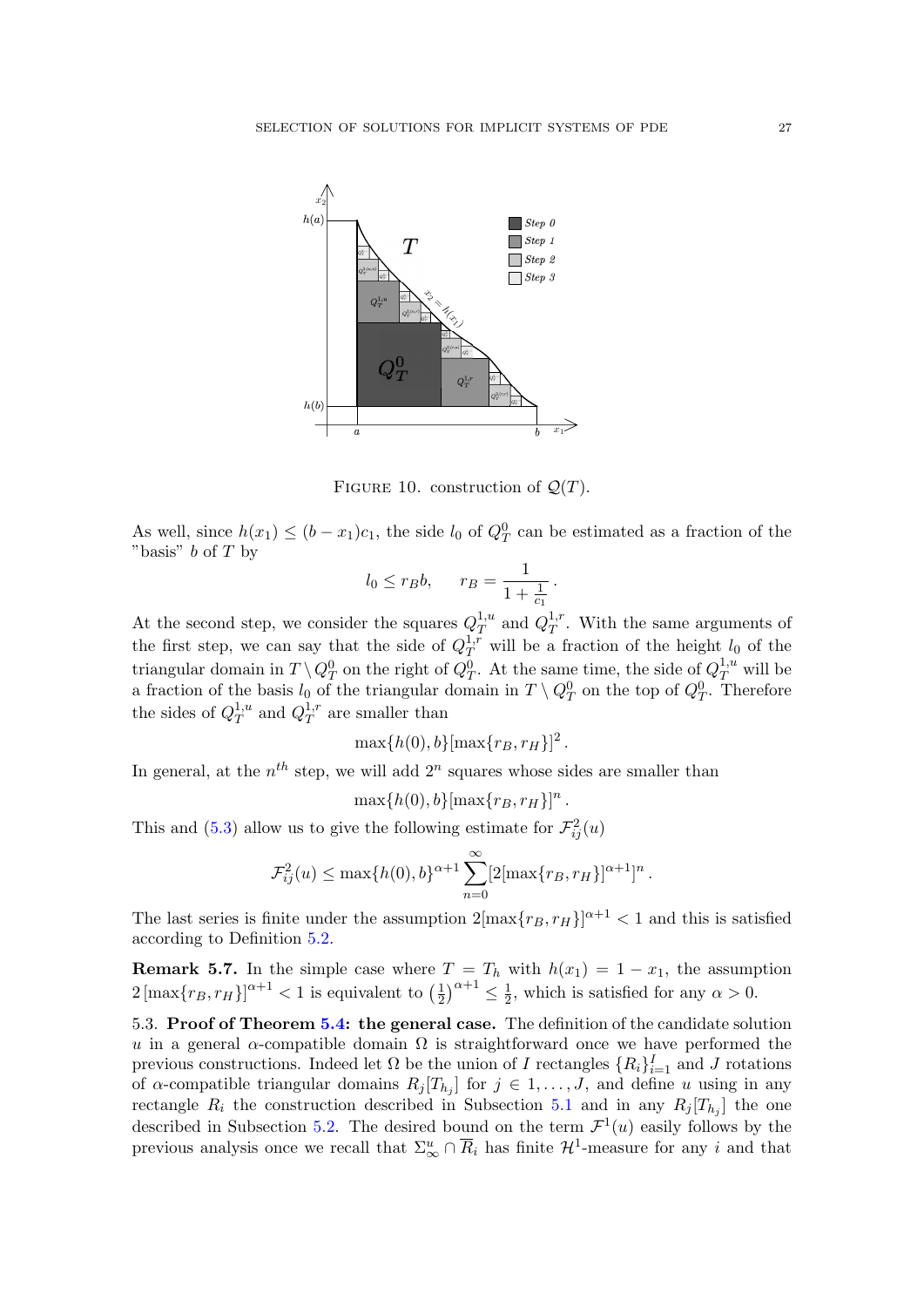FIGURE 10. construction of $\mathcal{Q}(T)$.

As well, since $h(x_1) \le (b - x_1)c_1$, the side $l_0$ of $Q^0_T$ can be estimated as a fraction of the "basis" $b$ of $T$ by

$$l_0 \le r_B b, \qquad r_B = \frac{1}{1 + \frac{1}{c_1}}.$$

At the second step, we consider the squares $Q^{1,u}_T$ and $Q^{1,r}_T$. With the same arguments of the first step, we can say that the side of $Q^{1,r}_T$ will be a fraction of the height $l_0$ of the triangular domain in $T \setminus Q^0_T$ on the right of $Q^0_T$. At the same time, the side of $Q^{1,u}_T$ will be a fraction of the basis $l_0$ of the triangular domain in $T \setminus Q^0_T$ on the top of $Q^0_T$. Therefore the sides of $Q^{1,u}_T$ and $Q^{1,r}_T$ are smaller than

$$\max\{h(0), b\}[\max\{r_B, r_H\}]^2.$$

In general, at the $n^{th}$ step, we will add $2^n$ squares whose sides are smaller than

$$\max\{h(0), b\}[\max\{r_B, r_H\}]^n.$$

This and (5.3) allow us to give the following estimate for $\mathcal{F}^2_{ij}(u)$

$$\mathcal{F}^2_{ij}(u) \le \max\{h(0), b\}^{\alpha+1} \sum_{n=0}^{\infty} [2[\max\{r_B, r_H\}]^{\alpha+1}]^n.$$

The last series is finite under the assumption $2[\max\{r_B, r_H\}]^{\alpha+1} < 1$ and this is satisfied according to Definition 5.2.

**Remark 5.7.** In the simple case where $T = T_h$ with $h(x_1) = 1 - x_1$, the assumption $2\,[\max\{r_B, r_H\}]^{\alpha+1} < 1$ is equivalent to $\left(\frac{1}{2}\right)^{\alpha+1} \le \frac{1}{2}$, which is satisfied for any $\alpha > 0$.

5.3. **Proof of Theorem 5.4: the general case.** The definition of the candidate solution $u$ in a general $\alpha$-compatible domain $\Omega$ is straightforward once we have performed the previous constructions. Indeed let $\Omega$ be the union of $I$ rectangles $\{R_i\}_{i=1}^{I}$ and $J$ rotations of $\alpha$-compatible triangular domains $R_j[T_{h_j}]$ for $j \in 1, \ldots, J$, and define $u$ using in any rectangle $R_i$ the construction described in Subsection 5.1 and in any $R_j[T_{h_j}]$ the one described in Subsection 5.2. The desired bound on the term $\mathcal{F}^1(u)$ easily follows by the previous analysis once we recall that $\Sigma^u_\infty \cap \overline{R}_i$ has finite $\mathcal{H}^1$-measure for any $i$ and that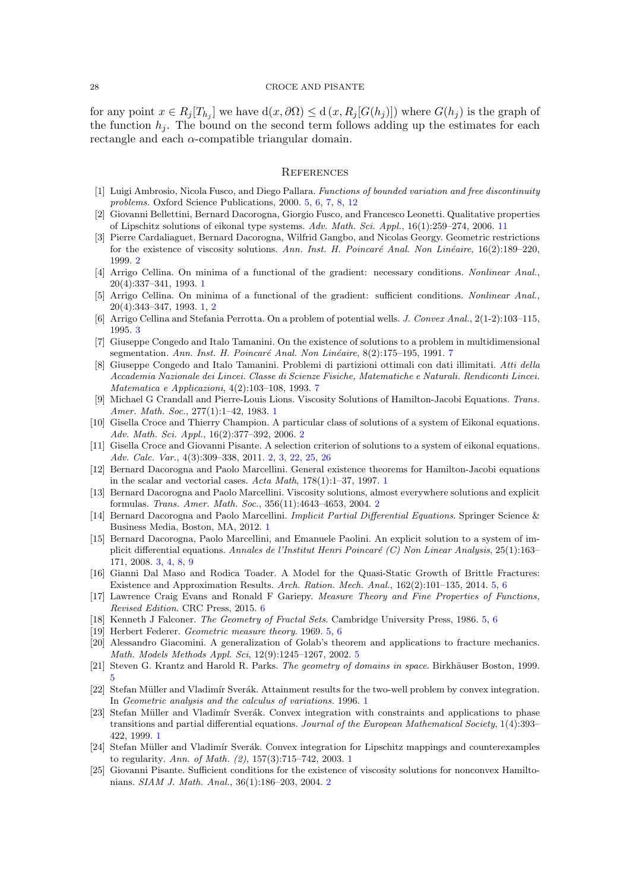for any point $x \in R_j[T_{h_j}]$ we have $\mathrm{d}(x, \partial\Omega) \leq \mathrm{d}(x, R_j[G(h_j)])$ where $G(h_j)$ is the graph of the function $h_j$. The bound on the second term follows adding up the estimates for each rectangle and each $\alpha$-compatible triangular domain.

## References

[1] Luigi Ambrosio, Nicola Fusco, and Diego Pallara. *Functions of bounded variation and free discontinuity problems*. Oxford Science Publications, 2000. 5, 6, 7, 8, 12

[2] Giovanni Bellettini, Bernard Dacorogna, Giorgio Fusco, and Francesco Leonetti. Qualitative properties of Lipschitz solutions of eikonal type systems. *Adv. Math. Sci. Appl.*, 16(1):259–274, 2006. 11

[3] Pierre Cardaliaguet, Bernard Dacorogna, Wilfrid Gangbo, and Nicolas Georgy. Geometric restrictions for the existence of viscosity solutions. *Ann. Inst. H. Poincaré Anal. Non Linéaire*, 16(2):189–220, 1999. 2

[4] Arrigo Cellina. On minima of a functional of the gradient: necessary conditions. *Nonlinear Anal.*, 20(4):337–341, 1993. 1

[5] Arrigo Cellina. On minima of a functional of the gradient: sufficient conditions. *Nonlinear Anal.*, 20(4):343–347, 1993. 1, 2

[6] Arrigo Cellina and Stefania Perrotta. On a problem of potential wells. *J. Convex Anal.*, 2(1-2):103–115, 1995. 3

[7] Giuseppe Congedo and Italo Tamanini. On the existence of solutions to a problem in multidimensional segmentation. *Ann. Inst. H. Poincaré Anal. Non Linéaire*, 8(2):175–195, 1991. 7

[8] Giuseppe Congedo and Italo Tamanini. Problemi di partizioni ottimali con dati illimitati. *Atti della Accademia Nazionale dei Lincei. Classe di Scienze Fisiche, Matematiche e Naturali. Rendiconti Lincei. Matematica e Applicazioni*, 4(2):103–108, 1993. 7

[9] Michael G Crandall and Pierre-Louis Lions. Viscosity Solutions of Hamilton-Jacobi Equations. *Trans. Amer. Math. Soc.*, 277(1):1–42, 1983. 1

[10] Gisella Croce and Thierry Champion. A particular class of solutions of a system of Eikonal equations. *Adv. Math. Sci. Appl.*, 16(2):377–392, 2006. 2

[11] Gisella Croce and Giovanni Pisante. A selection criterion of solutions to a system of eikonal equations. *Adv. Calc. Var.*, 4(3):309–338, 2011. 2, 3, 22, 25, 26

[12] Bernard Dacorogna and Paolo Marcellini. General existence theorems for Hamilton-Jacobi equations in the scalar and vectorial cases. *Acta Math*, 178(1):1–37, 1997. 1

[13] Bernard Dacorogna and Paolo Marcellini. Viscosity solutions, almost everywhere solutions and explicit formulas. *Trans. Amer. Math. Soc.*, 356(11):4643–4653, 2004. 2

[14] Bernard Dacorogna and Paolo Marcellini. *Implicit Partial Differential Equations*. Springer Science & Business Media, Boston, MA, 2012. 1

[15] Bernard Dacorogna, Paolo Marcellini, and Emanuele Paolini. An explicit solution to a system of implicit differential equations. *Annales de l'Institut Henri Poincaré (C) Non Linear Analysis*, 25(1):163–171, 2008. 3, 4, 8, 9

[16] Gianni Dal Maso and Rodica Toader. A Model for the Quasi-Static Growth of Brittle Fractures: Existence and Approximation Results. *Arch. Ration. Mech. Anal.*, 162(2):101–135, 2014. 5, 6

[17] Lawrence Craig Evans and Ronald F Gariepy. *Measure Theory and Fine Properties of Functions, Revised Edition*. CRC Press, 2015. 6

[18] Kenneth J Falconer. *The Geometry of Fractal Sets*. Cambridge University Press, 1986. 5, 6

[19] Herbert Federer. *Geometric measure theory*. 1969. 5, 6

[20] Alessandro Giacomini. A generalization of Golab's theorem and applications to fracture mechanics. *Math. Models Methods Appl. Sci*, 12(9):1245–1267, 2002. 5

[21] Steven G. Krantz and Harold R. Parks. *The geometry of domains in space*. Birkhäuser Boston, 1999. 5

[22] Stefan Müller and Vladimír Sverák. Attainment results for the two-well problem by convex integration. In *Geometric analysis and the calculus of variations*. 1996. 1

[23] Stefan Müller and Vladimír Sverák. Convex integration with constraints and applications to phase transitions and partial differential equations. *Journal of the European Mathematical Society*, 1(4):393–422, 1999. 1

[24] Stefan Müller and Vladimír Sverák. Convex integration for Lipschitz mappings and counterexamples to regularity. *Ann. of Math. (2)*, 157(3):715–742, 2003. 1

[25] Giovanni Pisante. Sufficient conditions for the existence of viscosity solutions for nonconvex Hamiltonians. *SIAM J. Math. Anal.*, 36(1):186–203, 2004. 2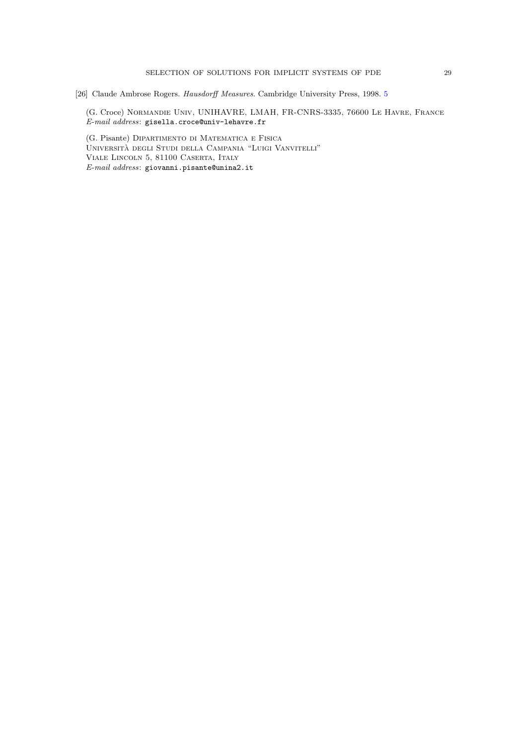[26] Claude Ambrose Rogers. *Hausdorff Measures*. Cambridge University Press, 1998. 5

(G. Croce) Normandie Univ, UNIHAVRE, LMAH, FR-CNRS-3335, 76600 Le Havre, France
*E-mail address*: `gisella.croce@univ-lehavre.fr`

(G. Pisante) Dipartimento di Matematica e Fisica
Università degli Studi della Campania "Luigi Vanvitelli"
Viale Lincoln 5, 81100 Caserta, Italy
*E-mail address*: `giovanni.pisante@unina2.it`